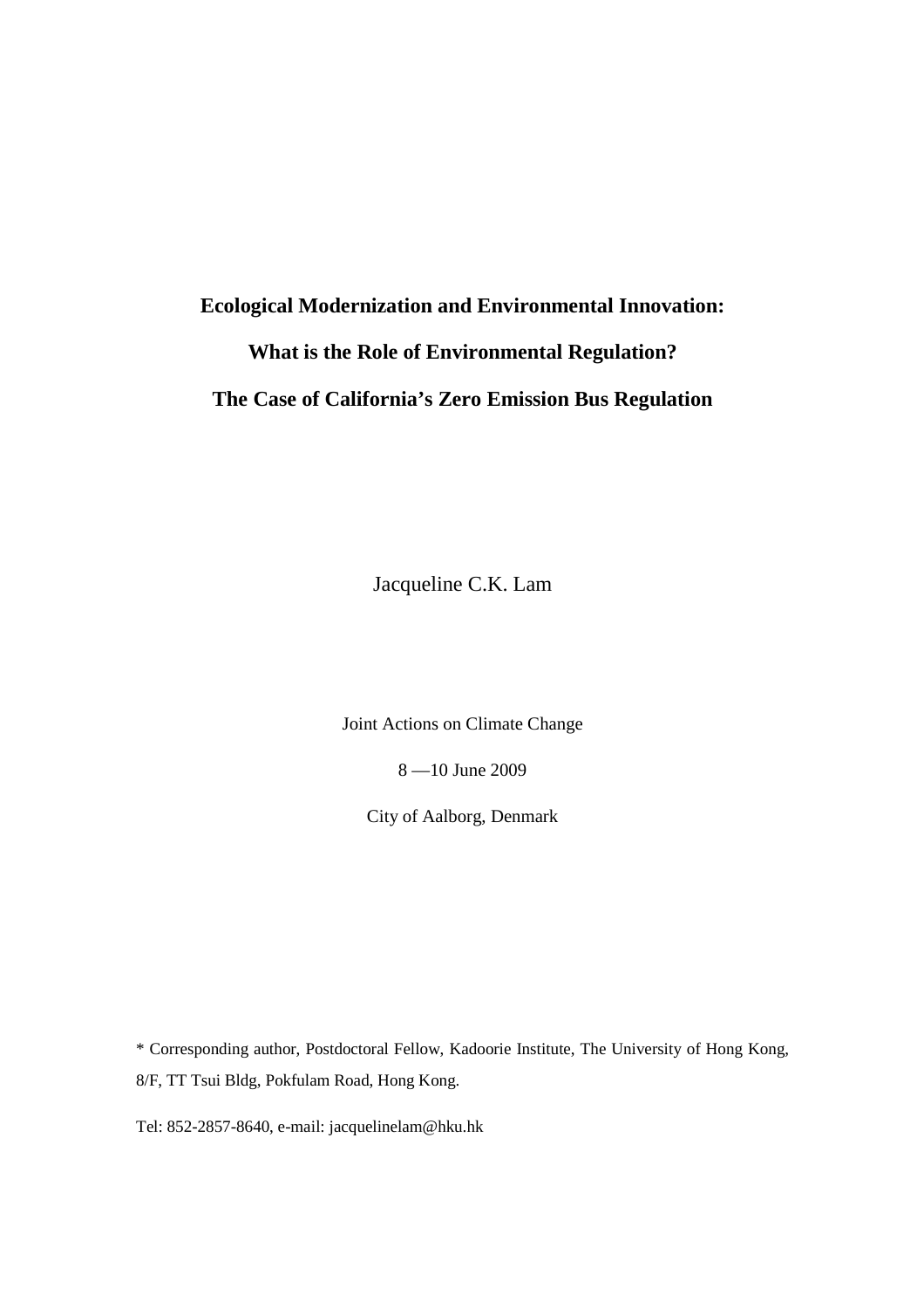# Ecological Modernization and Environmental Innovation:

# What is the Role of Environmental Regulation?

# The Case of California's Zero Emission Bus Regulation

Jacqueline C.K. Lam

Joint Actions on Climate Change

8 —10 June 2009

City of Aalborg, Denmark

* Corresponding author, Postdoctoral Fellow, Kadoorie Institute, The University of Hong Kong, 8/F, TT Tsui Bldg, Pokfulam Road, Hong Kong.

Tel: 852-2857-8640, e-mail: jacquelinelam@hku.hk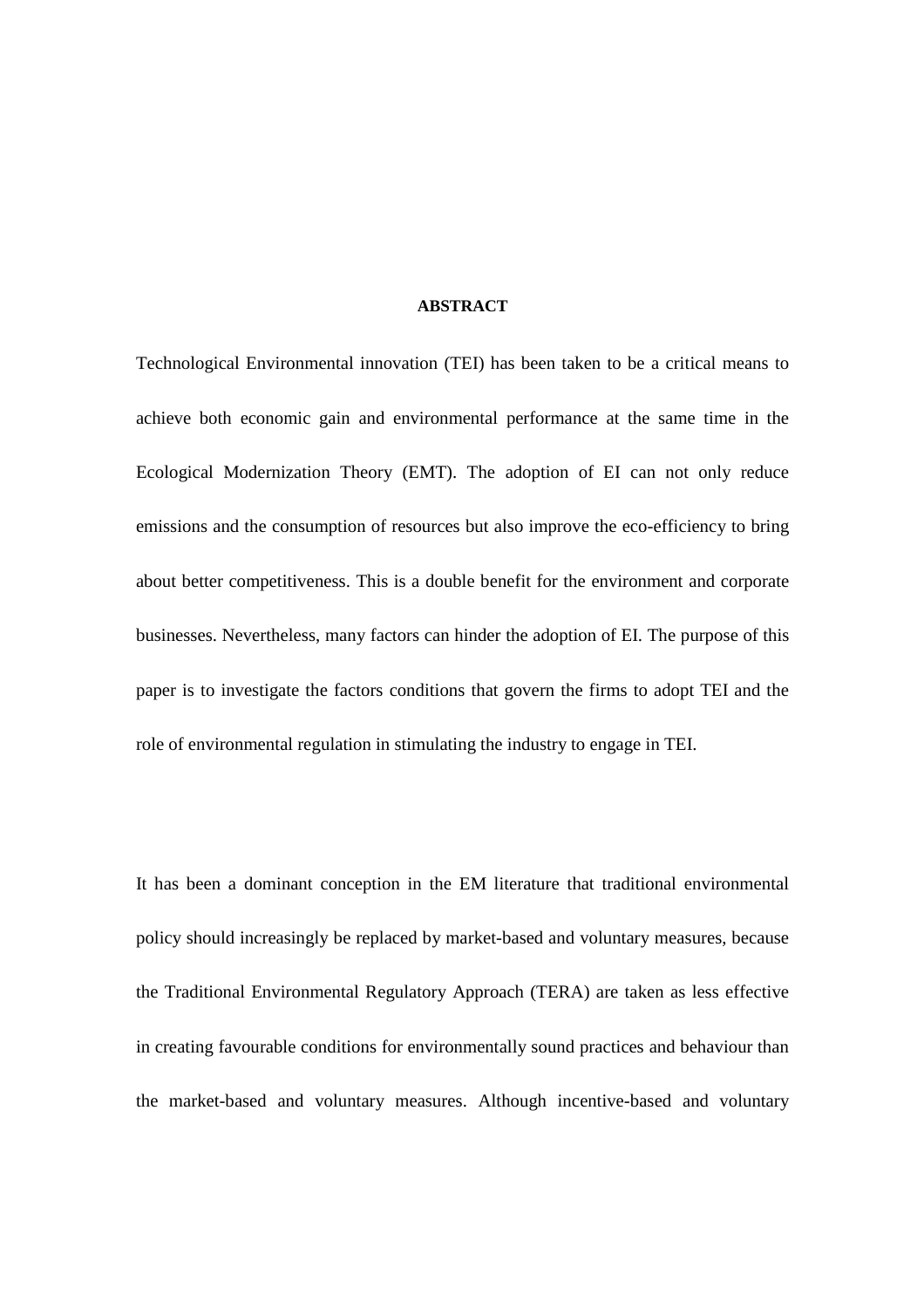**ABSTRACT**

Technological Environmental innovation (TEI) has been taken to be a critical means to achieve both economic gain and environmental performance at the same time in the Ecological Modernization Theory (EMT). The adoption of EI can not only reduce emissions and the consumption of resources but also improve the eco-efficiency to bring about better competitiveness. This is a double benefit for the environment and corporate businesses. Nevertheless, many factors can hinder the adoption of EI. The purpose of this paper is to investigate the factors conditions that govern the firms to adopt TEI and the role of environmental regulation in stimulating the industry to engage in TEI.

It has been a dominant conception in the EM literature that traditional environmental policy should increasingly be replaced by market-based and voluntary measures, because the Traditional Environmental Regulatory Approach (TERA) are taken as less effective in creating favourable conditions for environmentally sound practices and behaviour than the market-based and voluntary measures. Although incentive-based and voluntary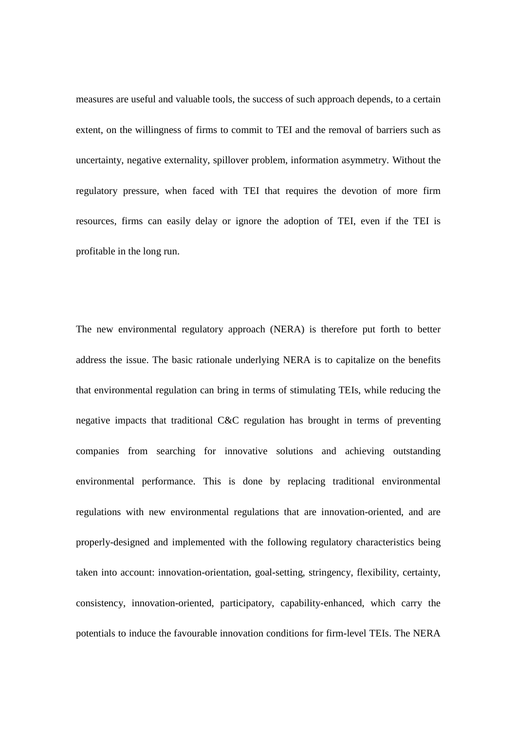measures are useful and valuable tools, the success of such approach depends, to a certain extent, on the willingness of firms to commit to TEI and the removal of barriers such as uncertainty, negative externality, spillover problem, information asymmetry. Without the regulatory pressure, when faced with TEI that requires the devotion of more firm resources, firms can easily delay or ignore the adoption of TEI, even if the TEI is profitable in the long run.

The new environmental regulatory approach (NERA) is therefore put forth to better address the issue. The basic rationale underlying NERA is to capitalize on the benefits that environmental regulation can bring in terms of stimulating TEIs, while reducing the negative impacts that traditional C&C regulation has brought in terms of preventing companies from searching for innovative solutions and achieving outstanding environmental performance. This is done by replacing traditional environmental regulations with new environmental regulations that are innovation-oriented, and are properly-designed and implemented with the following regulatory characteristics being taken into account: innovation-orientation, goal-setting, stringency, flexibility, certainty, consistency, innovation-oriented, participatory, capability-enhanced, which carry the potentials to induce the favourable innovation conditions for firm-level TEIs. The NERA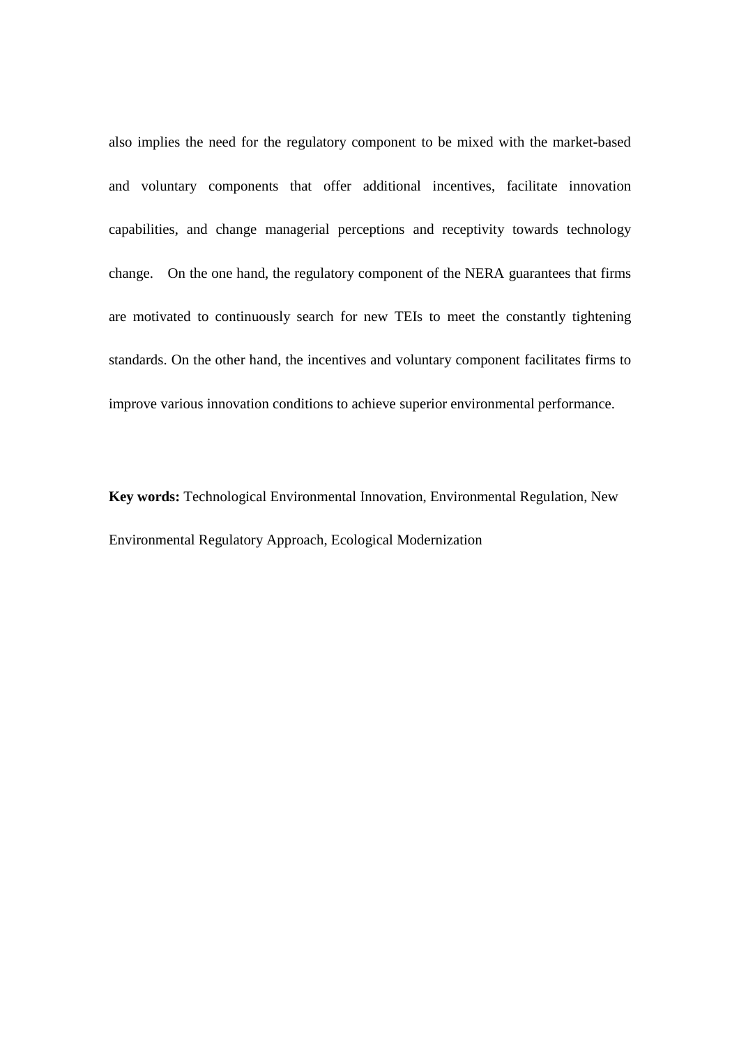also implies the need for the regulatory component to be mixed with the market-based and voluntary components that offer additional incentives, facilitate innovation capabilities, and change managerial perceptions and receptivity towards technology change. On the one hand, the regulatory component of the NERA guarantees that firms are motivated to continuously search for new TEIs to meet the constantly tightening standards. On the other hand, the incentives and voluntary component facilitates firms to improve various innovation conditions to achieve superior environmental performance.

**Key words:** Technological Environmental Innovation, Environmental Regulation, New Environmental Regulatory Approach, Ecological Modernization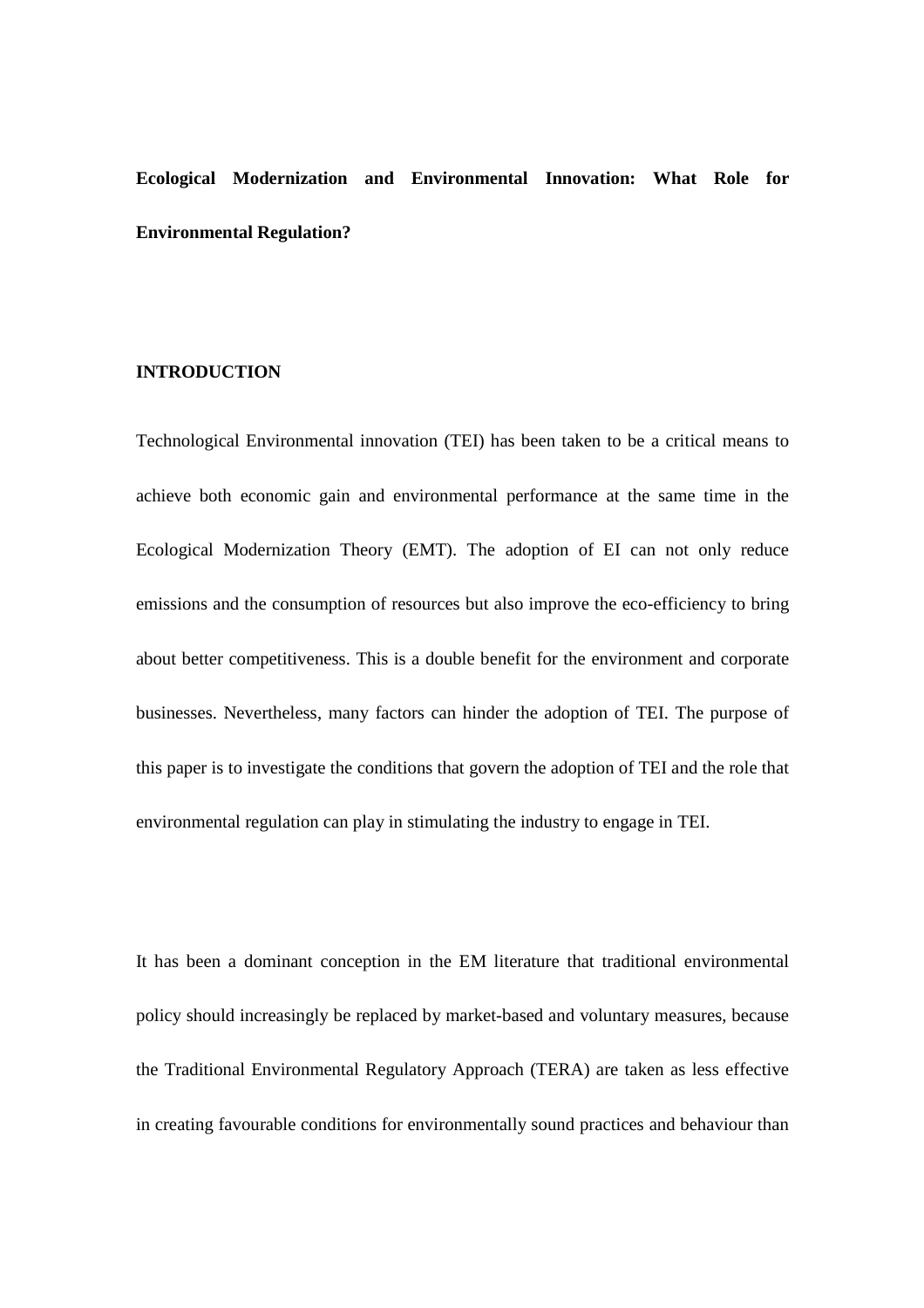**Ecological Modernization and Environmental Innovation: What Role for Environmental Regulation?**

**INTRODUCTION**

Technological Environmental innovation (TEI) has been taken to be a critical means to achieve both economic gain and environmental performance at the same time in the Ecological Modernization Theory (EMT). The adoption of EI can not only reduce emissions and the consumption of resources but also improve the eco-efficiency to bring about better competitiveness. This is a double benefit for the environment and corporate businesses. Nevertheless, many factors can hinder the adoption of TEI. The purpose of this paper is to investigate the conditions that govern the adoption of TEI and the role that environmental regulation can play in stimulating the industry to engage in TEI.

It has been a dominant conception in the EM literature that traditional environmental policy should increasingly be replaced by market-based and voluntary measures, because the Traditional Environmental Regulatory Approach (TERA) are taken as less effective in creating favourable conditions for environmentally sound practices and behaviour than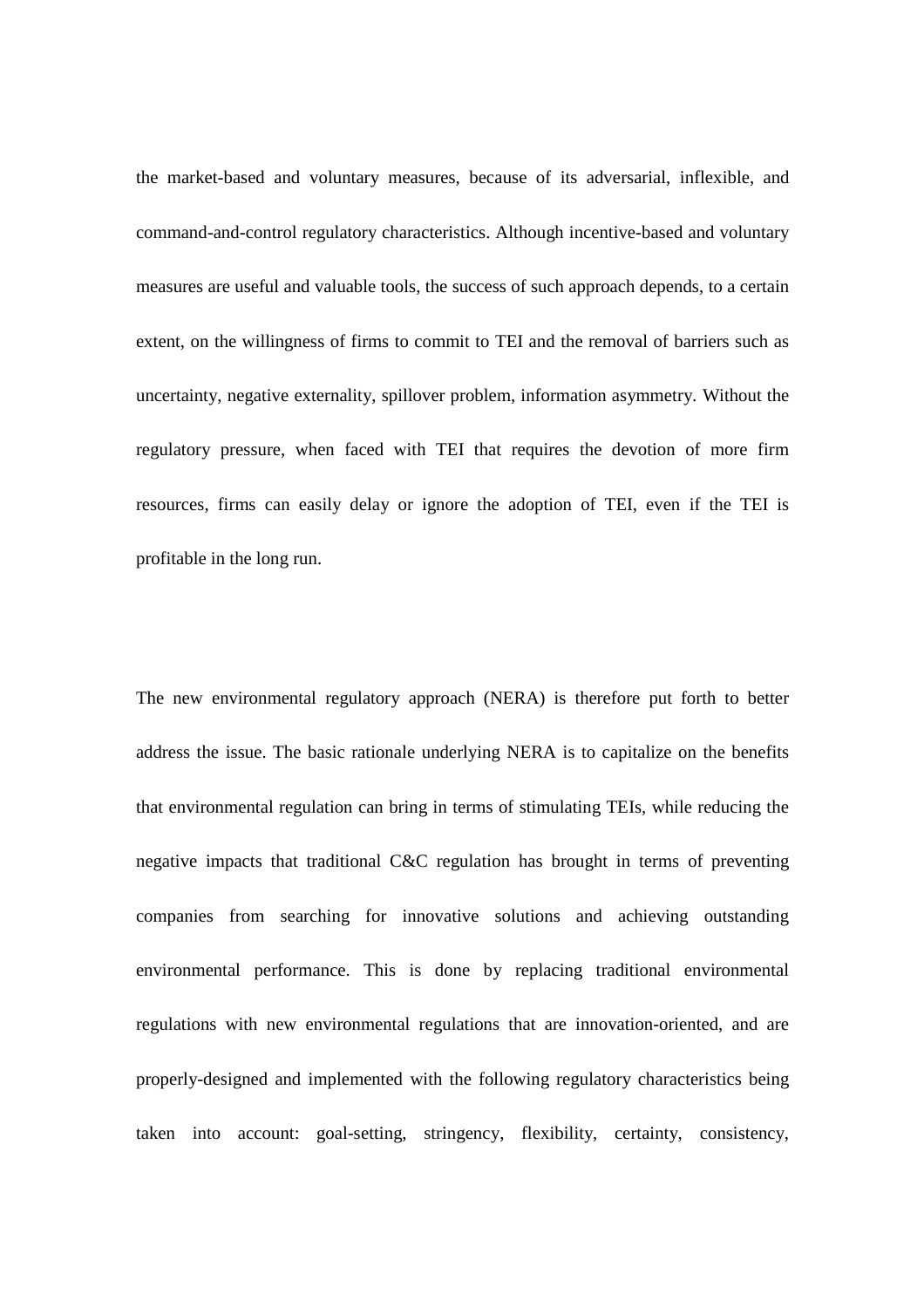the market-based and voluntary measures, because of its adversarial, inflexible, and command-and-control regulatory characteristics. Although incentive-based and voluntary measures are useful and valuable tools, the success of such approach depends, to a certain extent, on the willingness of firms to commit to TEI and the removal of barriers such as uncertainty, negative externality, spillover problem, information asymmetry. Without the regulatory pressure, when faced with TEI that requires the devotion of more firm resources, firms can easily delay or ignore the adoption of TEI, even if the TEI is profitable in the long run.

The new environmental regulatory approach (NERA) is therefore put forth to better address the issue. The basic rationale underlying NERA is to capitalize on the benefits that environmental regulation can bring in terms of stimulating TEIs, while reducing the negative impacts that traditional C&C regulation has brought in terms of preventing companies from searching for innovative solutions and achieving outstanding environmental performance. This is done by replacing traditional environmental regulations with new environmental regulations that are innovation-oriented, and are properly-designed and implemented with the following regulatory characteristics being taken into account: goal-setting, stringency, flexibility, certainty, consistency,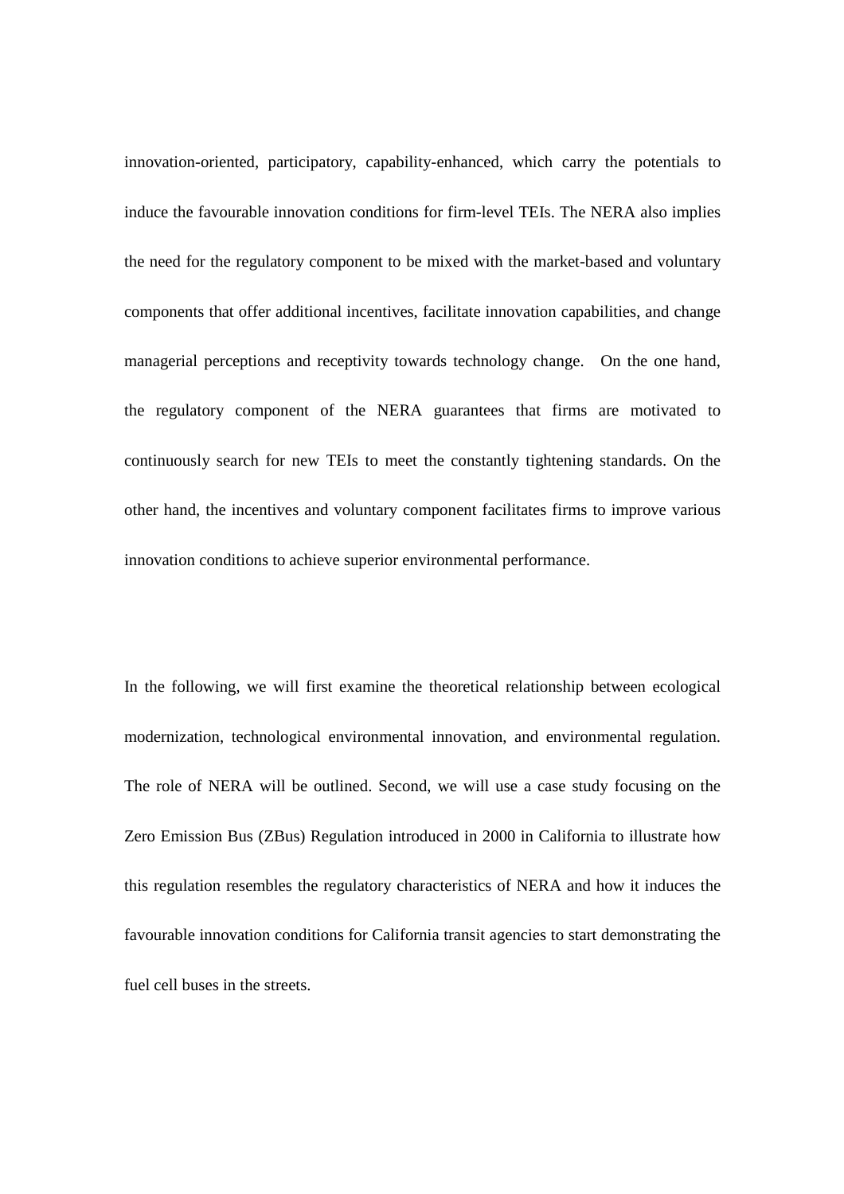innovation-oriented, participatory, capability-enhanced, which carry the potentials to induce the favourable innovation conditions for firm-level TEIs. The NERA also implies the need for the regulatory component to be mixed with the market-based and voluntary components that offer additional incentives, facilitate innovation capabilities, and change managerial perceptions and receptivity towards technology change. On the one hand, the regulatory component of the NERA guarantees that firms are motivated to continuously search for new TEIs to meet the constantly tightening standards. On the other hand, the incentives and voluntary component facilitates firms to improve various innovation conditions to achieve superior environmental performance.

In the following, we will first examine the theoretical relationship between ecological modernization, technological environmental innovation, and environmental regulation. The role of NERA will be outlined. Second, we will use a case study focusing on the Zero Emission Bus (ZBus) Regulation introduced in 2000 in California to illustrate how this regulation resembles the regulatory characteristics of NERA and how it induces the favourable innovation conditions for California transit agencies to start demonstrating the fuel cell buses in the streets.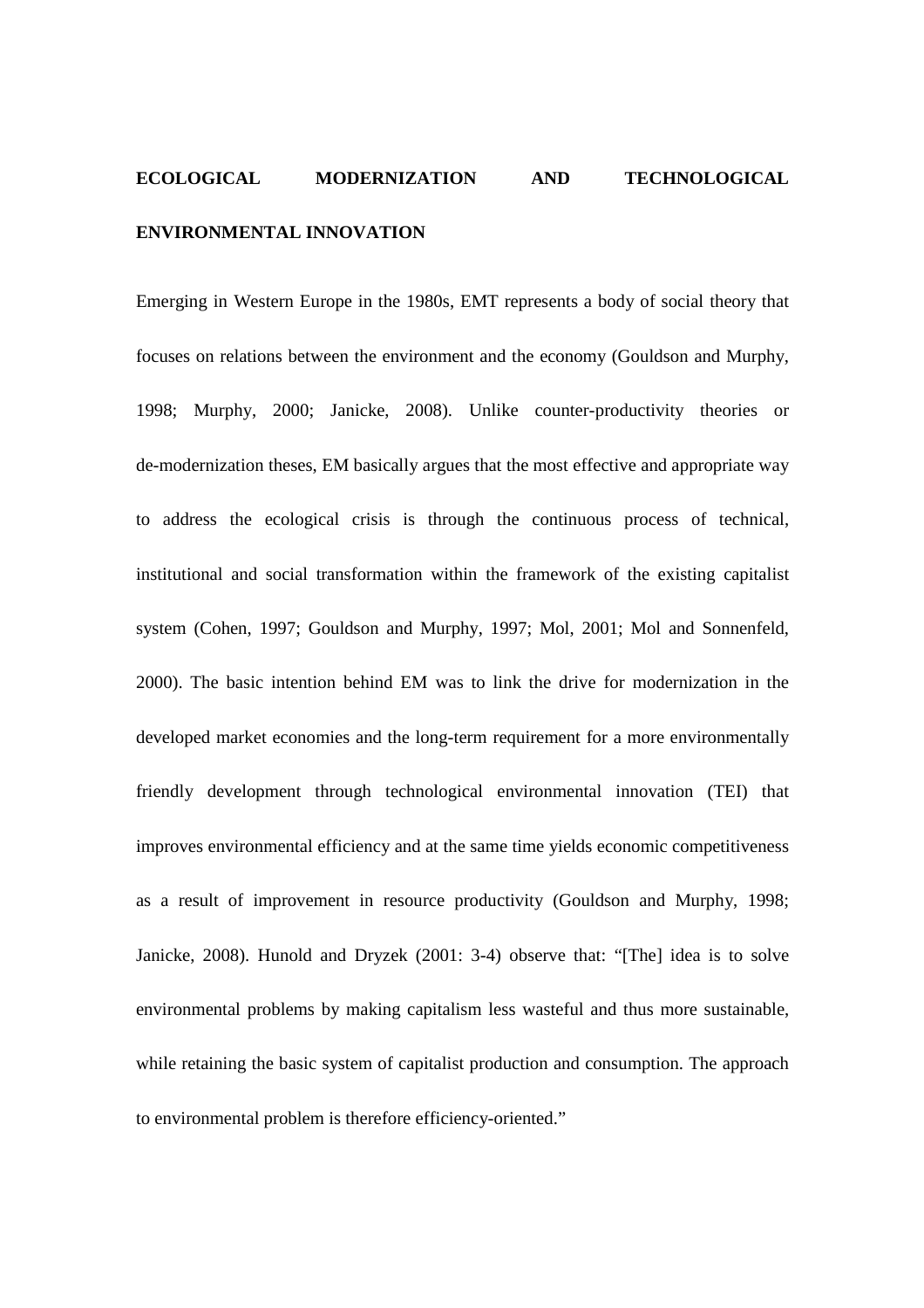## ECOLOGICAL MODERNIZATION AND TECHNOLOGICAL ENVIRONMENTAL INNOVATION

Emerging in Western Europe in the 1980s, EMT represents a body of social theory that focuses on relations between the environment and the economy (Gouldson and Murphy, 1998; Murphy, 2000; Janicke, 2008). Unlike counter-productivity theories or de-modernization theses, EM basically argues that the most effective and appropriate way to address the ecological crisis is through the continuous process of technical, institutional and social transformation within the framework of the existing capitalist system (Cohen, 1997; Gouldson and Murphy, 1997; Mol, 2001; Mol and Sonnenfeld, 2000). The basic intention behind EM was to link the drive for modernization in the developed market economies and the long-term requirement for a more environmentally friendly development through technological environmental innovation (TEI) that improves environmental efficiency and at the same time yields economic competitiveness as a result of improvement in resource productivity (Gouldson and Murphy, 1998; Janicke, 2008). Hunold and Dryzek (2001: 3-4) observe that: "[The] idea is to solve environmental problems by making capitalism less wasteful and thus more sustainable, while retaining the basic system of capitalist production and consumption. The approach to environmental problem is therefore efficiency-oriented."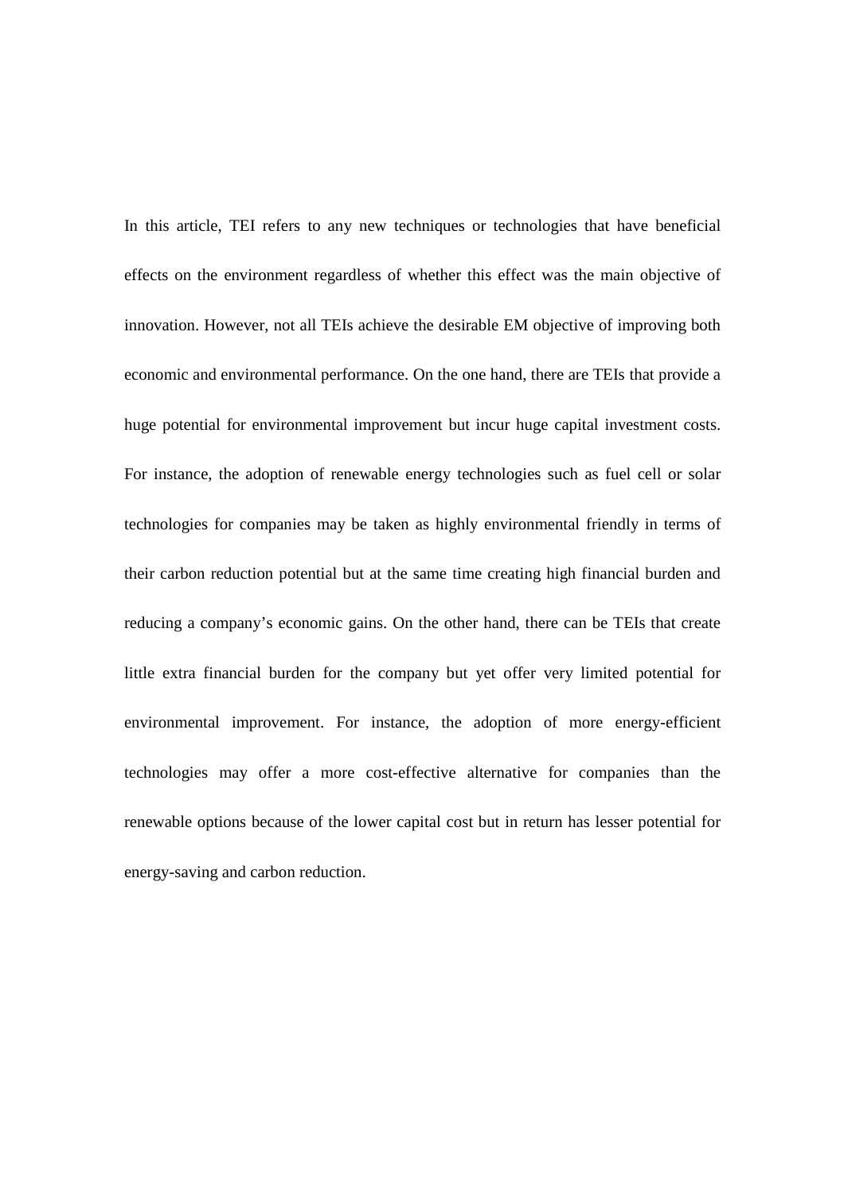In this article, TEI refers to any new techniques or technologies that have beneficial effects on the environment regardless of whether this effect was the main objective of innovation. However, not all TEIs achieve the desirable EM objective of improving both economic and environmental performance. On the one hand, there are TEIs that provide a huge potential for environmental improvement but incur huge capital investment costs. For instance, the adoption of renewable energy technologies such as fuel cell or solar technologies for companies may be taken as highly environmental friendly in terms of their carbon reduction potential but at the same time creating high financial burden and reducing a company's economic gains. On the other hand, there can be TEIs that create little extra financial burden for the company but yet offer very limited potential for environmental improvement. For instance, the adoption of more energy-efficient technologies may offer a more cost-effective alternative for companies than the renewable options because of the lower capital cost but in return has lesser potential for energy-saving and carbon reduction.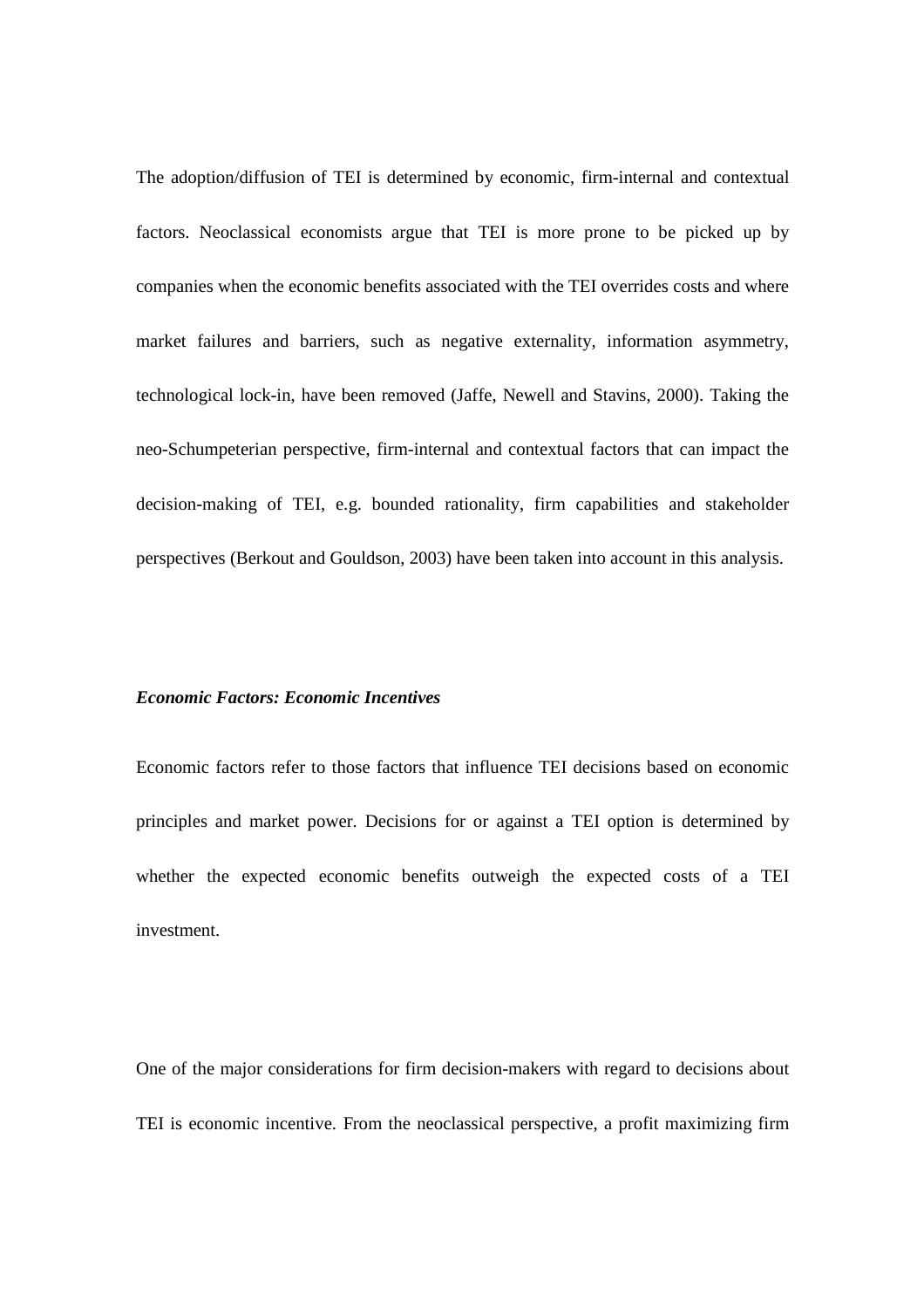The adoption/diffusion of TEI is determined by economic, firm-internal and contextual factors. Neoclassical economists argue that TEI is more prone to be picked up by companies when the economic benefits associated with the TEI overrides costs and where market failures and barriers, such as negative externality, information asymmetry, technological lock-in, have been removed (Jaffe, Newell and Stavins, 2000). Taking the neo-Schumpeterian perspective, firm-internal and contextual factors that can impact the decision-making of TEI, e.g. bounded rationality, firm capabilities and stakeholder perspectives (Berkout and Gouldson, 2003) have been taken into account in this analysis.

***Economic Factors: Economic Incentives***

Economic factors refer to those factors that influence TEI decisions based on economic principles and market power. Decisions for or against a TEI option is determined by whether the expected economic benefits outweigh the expected costs of a TEI investment.

One of the major considerations for firm decision-makers with regard to decisions about TEI is economic incentive. From the neoclassical perspective, a profit maximizing firm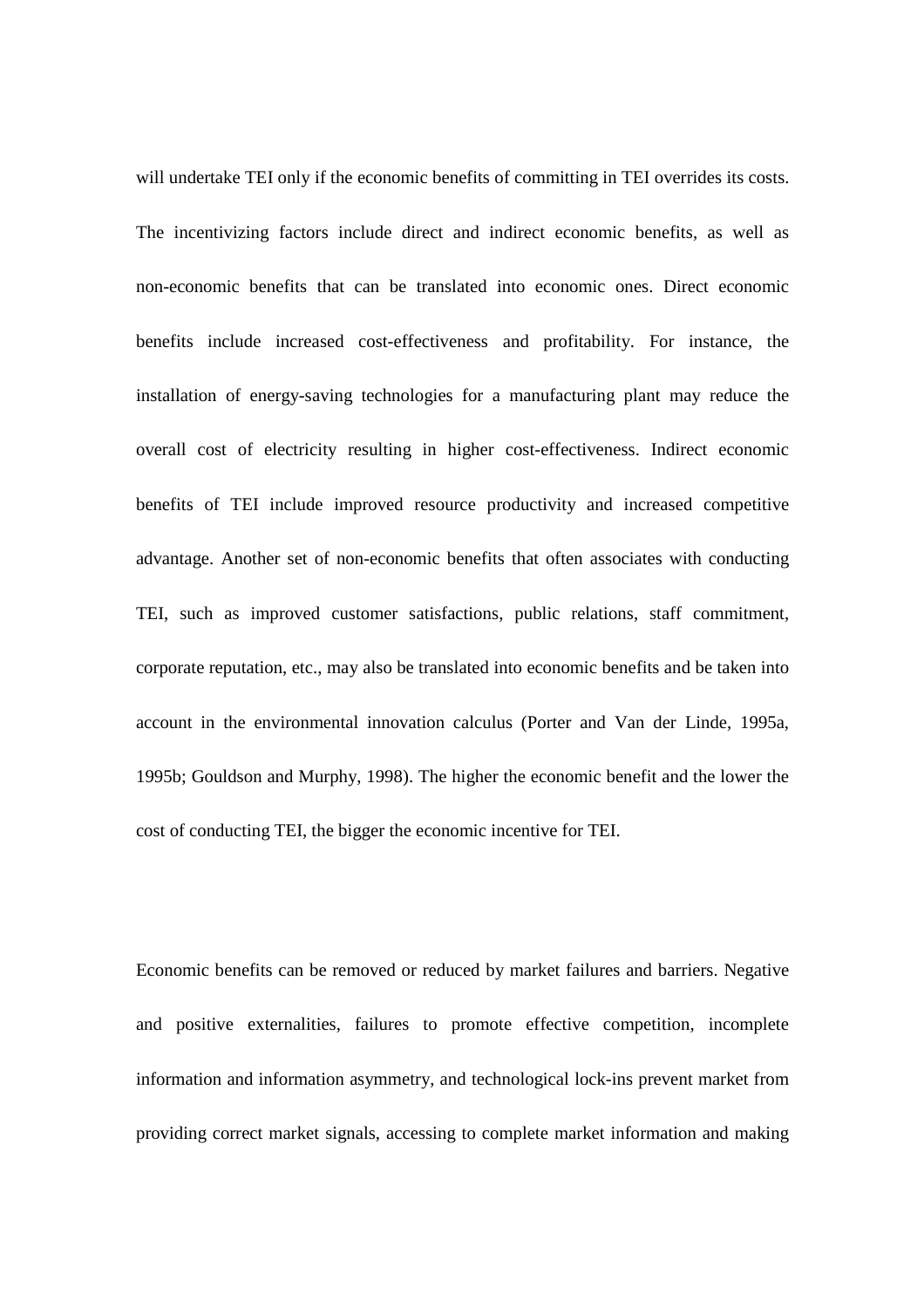will undertake TEI only if the economic benefits of committing in TEI overrides its costs. The incentivizing factors include direct and indirect economic benefits, as well as non-economic benefits that can be translated into economic ones. Direct economic benefits include increased cost-effectiveness and profitability. For instance, the installation of energy-saving technologies for a manufacturing plant may reduce the overall cost of electricity resulting in higher cost-effectiveness. Indirect economic benefits of TEI include improved resource productivity and increased competitive advantage. Another set of non-economic benefits that often associates with conducting TEI, such as improved customer satisfactions, public relations, staff commitment, corporate reputation, etc., may also be translated into economic benefits and be taken into account in the environmental innovation calculus (Porter and Van der Linde, 1995a, 1995b; Gouldson and Murphy, 1998). The higher the economic benefit and the lower the cost of conducting TEI, the bigger the economic incentive for TEI.

Economic benefits can be removed or reduced by market failures and barriers. Negative and positive externalities, failures to promote effective competition, incomplete information and information asymmetry, and technological lock-ins prevent market from providing correct market signals, accessing to complete market information and making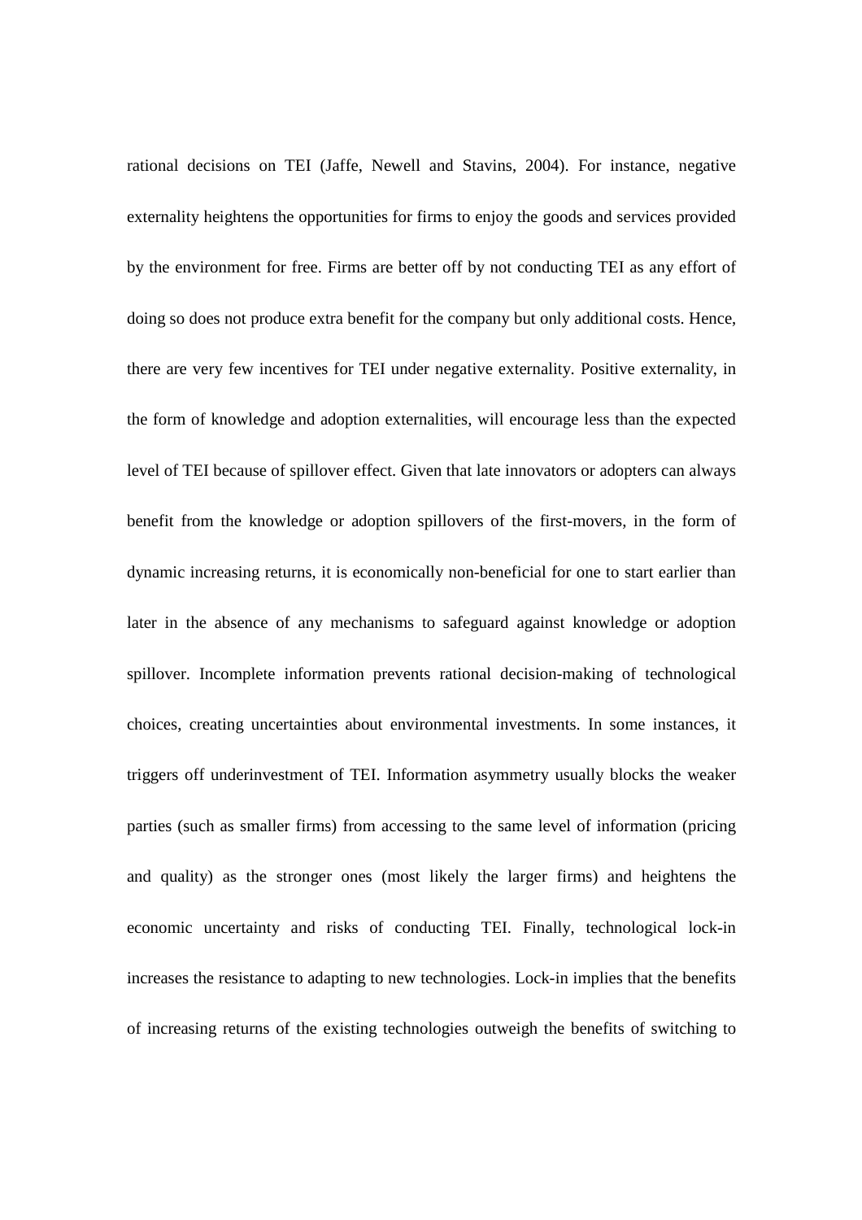rational decisions on TEI (Jaffe, Newell and Stavins, 2004). For instance, negative externality heightens the opportunities for firms to enjoy the goods and services provided by the environment for free. Firms are better off by not conducting TEI as any effort of doing so does not produce extra benefit for the company but only additional costs. Hence, there are very few incentives for TEI under negative externality. Positive externality, in the form of knowledge and adoption externalities, will encourage less than the expected level of TEI because of spillover effect. Given that late innovators or adopters can always benefit from the knowledge or adoption spillovers of the first-movers, in the form of dynamic increasing returns, it is economically non-beneficial for one to start earlier than later in the absence of any mechanisms to safeguard against knowledge or adoption spillover. Incomplete information prevents rational decision-making of technological choices, creating uncertainties about environmental investments. In some instances, it triggers off underinvestment of TEI. Information asymmetry usually blocks the weaker parties (such as smaller firms) from accessing to the same level of information (pricing and quality) as the stronger ones (most likely the larger firms) and heightens the economic uncertainty and risks of conducting TEI. Finally, technological lock-in increases the resistance to adapting to new technologies. Lock-in implies that the benefits of increasing returns of the existing technologies outweigh the benefits of switching to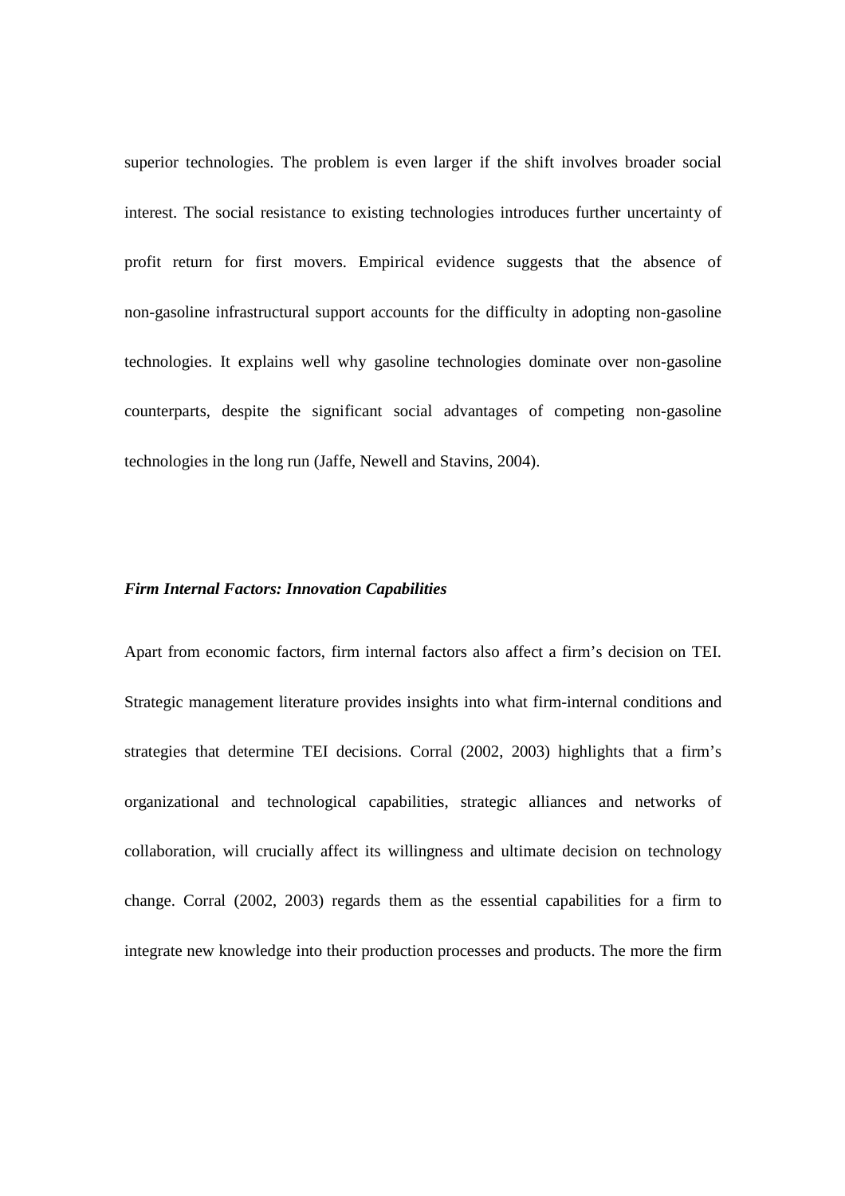superior technologies. The problem is even larger if the shift involves broader social interest. The social resistance to existing technologies introduces further uncertainty of profit return for first movers. Empirical evidence suggests that the absence of non-gasoline infrastructural support accounts for the difficulty in adopting non-gasoline technologies. It explains well why gasoline technologies dominate over non-gasoline counterparts, despite the significant social advantages of competing non-gasoline technologies in the long run (Jaffe, Newell and Stavins, 2004).

### *Firm Internal Factors: Innovation Capabilities*

Apart from economic factors, firm internal factors also affect a firm's decision on TEI. Strategic management literature provides insights into what firm-internal conditions and strategies that determine TEI decisions. Corral (2002, 2003) highlights that a firm's organizational and technological capabilities, strategic alliances and networks of collaboration, will crucially affect its willingness and ultimate decision on technology change. Corral (2002, 2003) regards them as the essential capabilities for a firm to integrate new knowledge into their production processes and products. The more the firm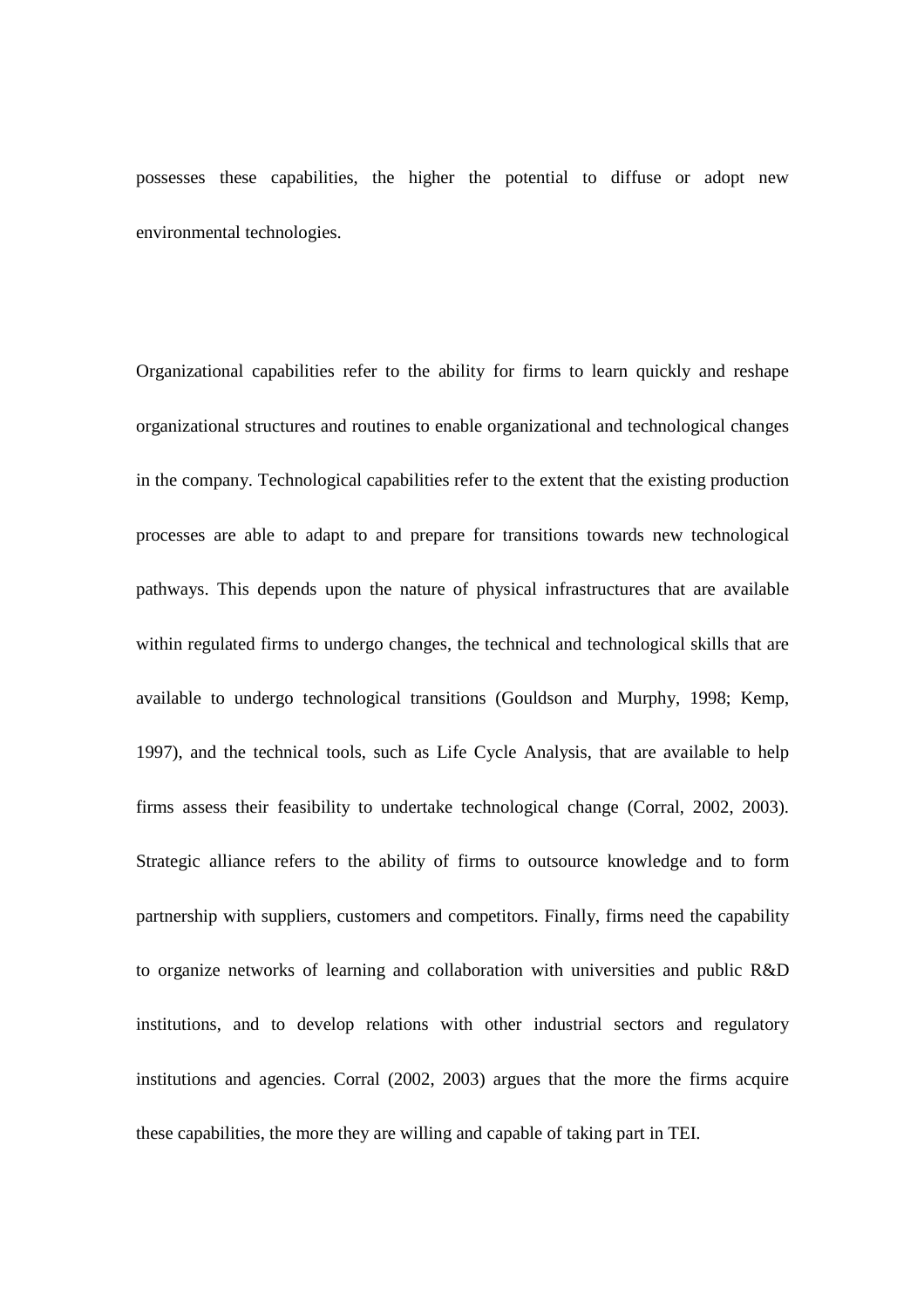possesses these capabilities, the higher the potential to diffuse or adopt new environmental technologies.

Organizational capabilities refer to the ability for firms to learn quickly and reshape organizational structures and routines to enable organizational and technological changes in the company. Technological capabilities refer to the extent that the existing production processes are able to adapt to and prepare for transitions towards new technological pathways. This depends upon the nature of physical infrastructures that are available within regulated firms to undergo changes, the technical and technological skills that are available to undergo technological transitions (Gouldson and Murphy, 1998; Kemp, 1997), and the technical tools, such as Life Cycle Analysis, that are available to help firms assess their feasibility to undertake technological change (Corral, 2002, 2003). Strategic alliance refers to the ability of firms to outsource knowledge and to form partnership with suppliers, customers and competitors. Finally, firms need the capability to organize networks of learning and collaboration with universities and public R&D institutions, and to develop relations with other industrial sectors and regulatory institutions and agencies. Corral (2002, 2003) argues that the more the firms acquire these capabilities, the more they are willing and capable of taking part in TEI.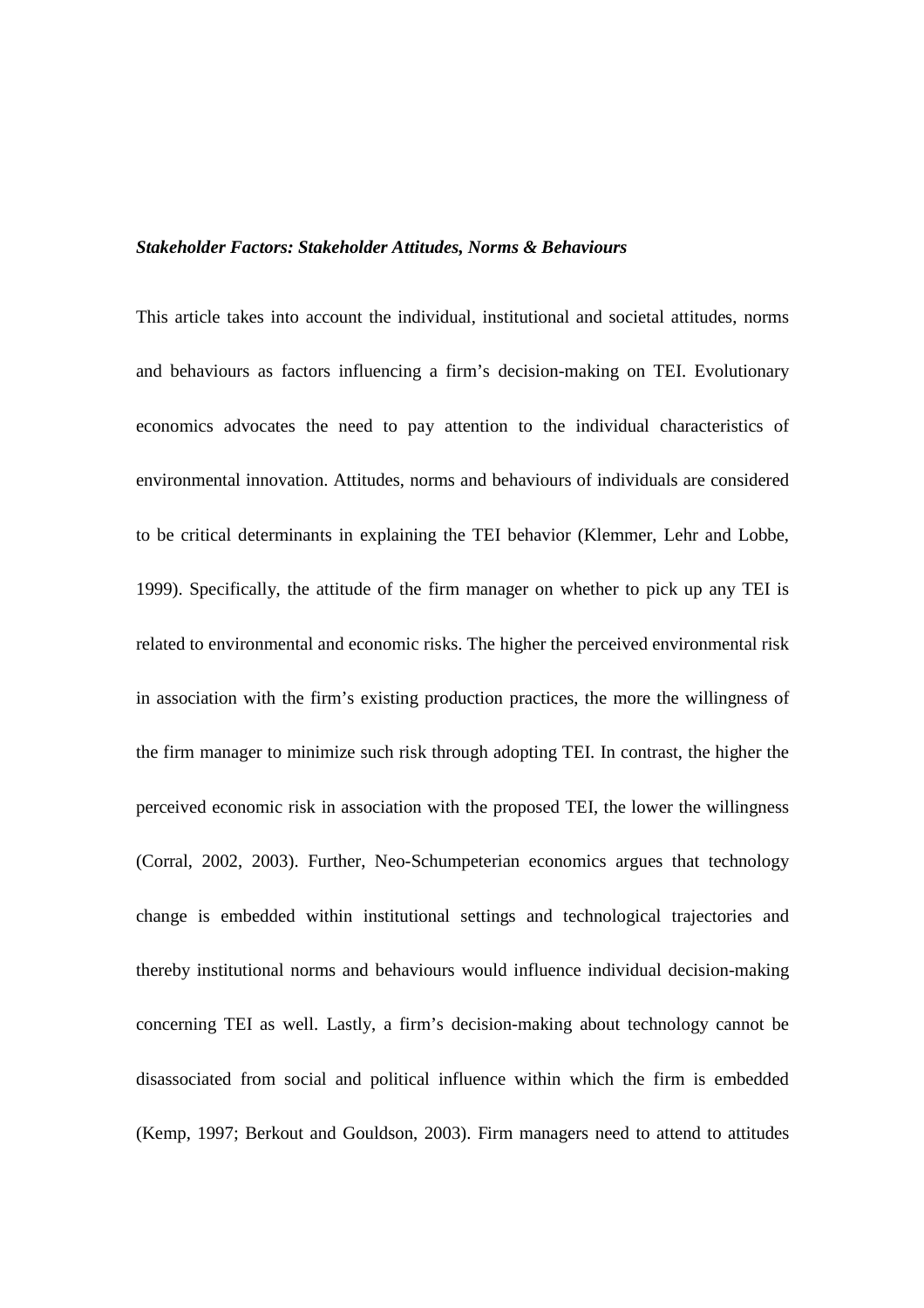***Stakeholder Factors: Stakeholder Attitudes, Norms & Behaviours***

This article takes into account the individual, institutional and societal attitudes, norms and behaviours as factors influencing a firm's decision-making on TEI. Evolutionary economics advocates the need to pay attention to the individual characteristics of environmental innovation. Attitudes, norms and behaviours of individuals are considered to be critical determinants in explaining the TEI behavior (Klemmer, Lehr and Lobbe, 1999). Specifically, the attitude of the firm manager on whether to pick up any TEI is related to environmental and economic risks. The higher the perceived environmental risk in association with the firm's existing production practices, the more the willingness of the firm manager to minimize such risk through adopting TEI. In contrast, the higher the perceived economic risk in association with the proposed TEI, the lower the willingness (Corral, 2002, 2003). Further, Neo-Schumpeterian economics argues that technology change is embedded within institutional settings and technological trajectories and thereby institutional norms and behaviours would influence individual decision-making concerning TEI as well. Lastly, a firm's decision-making about technology cannot be disassociated from social and political influence within which the firm is embedded (Kemp, 1997; Berkout and Gouldson, 2003). Firm managers need to attend to attitudes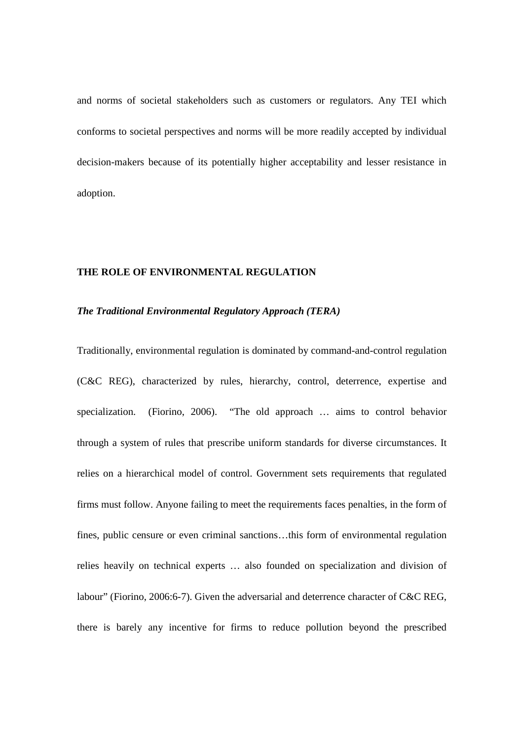and norms of societal stakeholders such as customers or regulators. Any TEI which conforms to societal perspectives and norms will be more readily accepted by individual decision-makers because of its potentially higher acceptability and lesser resistance in adoption.

## THE ROLE OF ENVIRONMENTAL REGULATION

### *The Traditional Environmental Regulatory Approach (TERA)*

Traditionally, environmental regulation is dominated by command-and-control regulation (C&C REG), characterized by rules, hierarchy, control, deterrence, expertise and specialization. (Fiorino, 2006). "The old approach … aims to control behavior through a system of rules that prescribe uniform standards for diverse circumstances. It relies on a hierarchical model of control. Government sets requirements that regulated firms must follow. Anyone failing to meet the requirements faces penalties, in the form of fines, public censure or even criminal sanctions…this form of environmental regulation relies heavily on technical experts … also founded on specialization and division of labour" (Fiorino, 2006:6-7). Given the adversarial and deterrence character of C&C REG, there is barely any incentive for firms to reduce pollution beyond the prescribed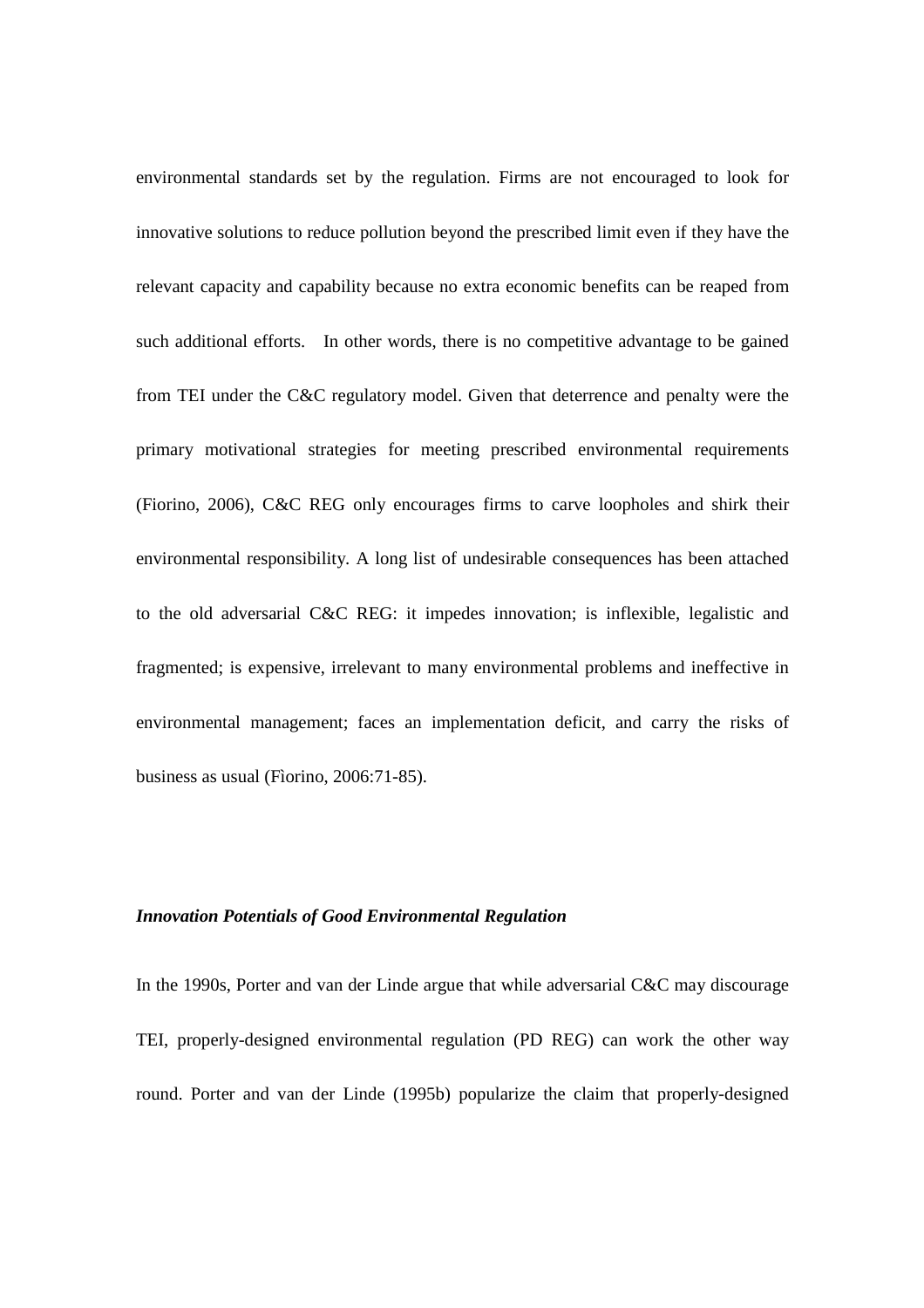environmental standards set by the regulation. Firms are not encouraged to look for innovative solutions to reduce pollution beyond the prescribed limit even if they have the relevant capacity and capability because no extra economic benefits can be reaped from such additional efforts. In other words, there is no competitive advantage to be gained from TEI under the C&C regulatory model. Given that deterrence and penalty were the primary motivational strategies for meeting prescribed environmental requirements (Fiorino, 2006), C&C REG only encourages firms to carve loopholes and shirk their environmental responsibility. A long list of undesirable consequences has been attached to the old adversarial C&C REG: it impedes innovation; is inflexible, legalistic and fragmented; is expensive, irrelevant to many environmental problems and ineffective in environmental management; faces an implementation deficit, and carry the risks of business as usual (Fìorino, 2006:71-85).

***Innovation Potentials of Good Environmental Regulation***

In the 1990s, Porter and van der Linde argue that while adversarial C&C may discourage TEI, properly-designed environmental regulation (PD REG) can work the other way round. Porter and van der Linde (1995b) popularize the claim that properly-designed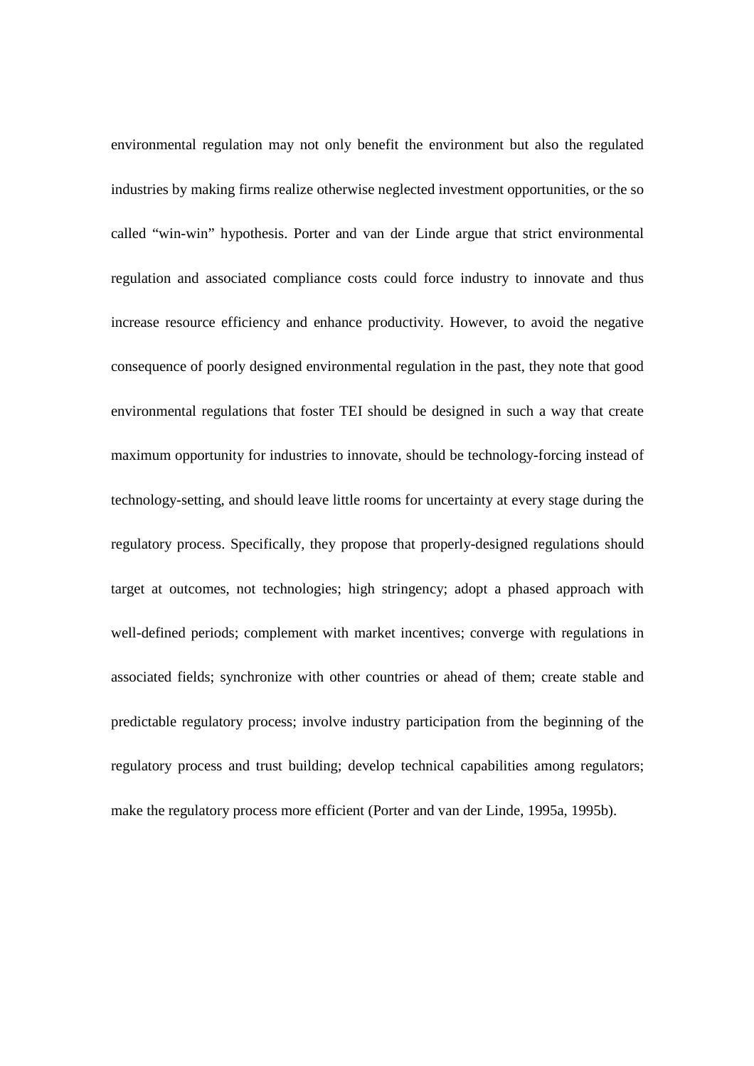environmental regulation may not only benefit the environment but also the regulated industries by making firms realize otherwise neglected investment opportunities, or the so called "win-win" hypothesis. Porter and van der Linde argue that strict environmental regulation and associated compliance costs could force industry to innovate and thus increase resource efficiency and enhance productivity. However, to avoid the negative consequence of poorly designed environmental regulation in the past, they note that good environmental regulations that foster TEI should be designed in such a way that create maximum opportunity for industries to innovate, should be technology-forcing instead of technology-setting, and should leave little rooms for uncertainty at every stage during the regulatory process. Specifically, they propose that properly-designed regulations should target at outcomes, not technologies; high stringency; adopt a phased approach with well-defined periods; complement with market incentives; converge with regulations in associated fields; synchronize with other countries or ahead of them; create stable and predictable regulatory process; involve industry participation from the beginning of the regulatory process and trust building; develop technical capabilities among regulators; make the regulatory process more efficient (Porter and van der Linde, 1995a, 1995b).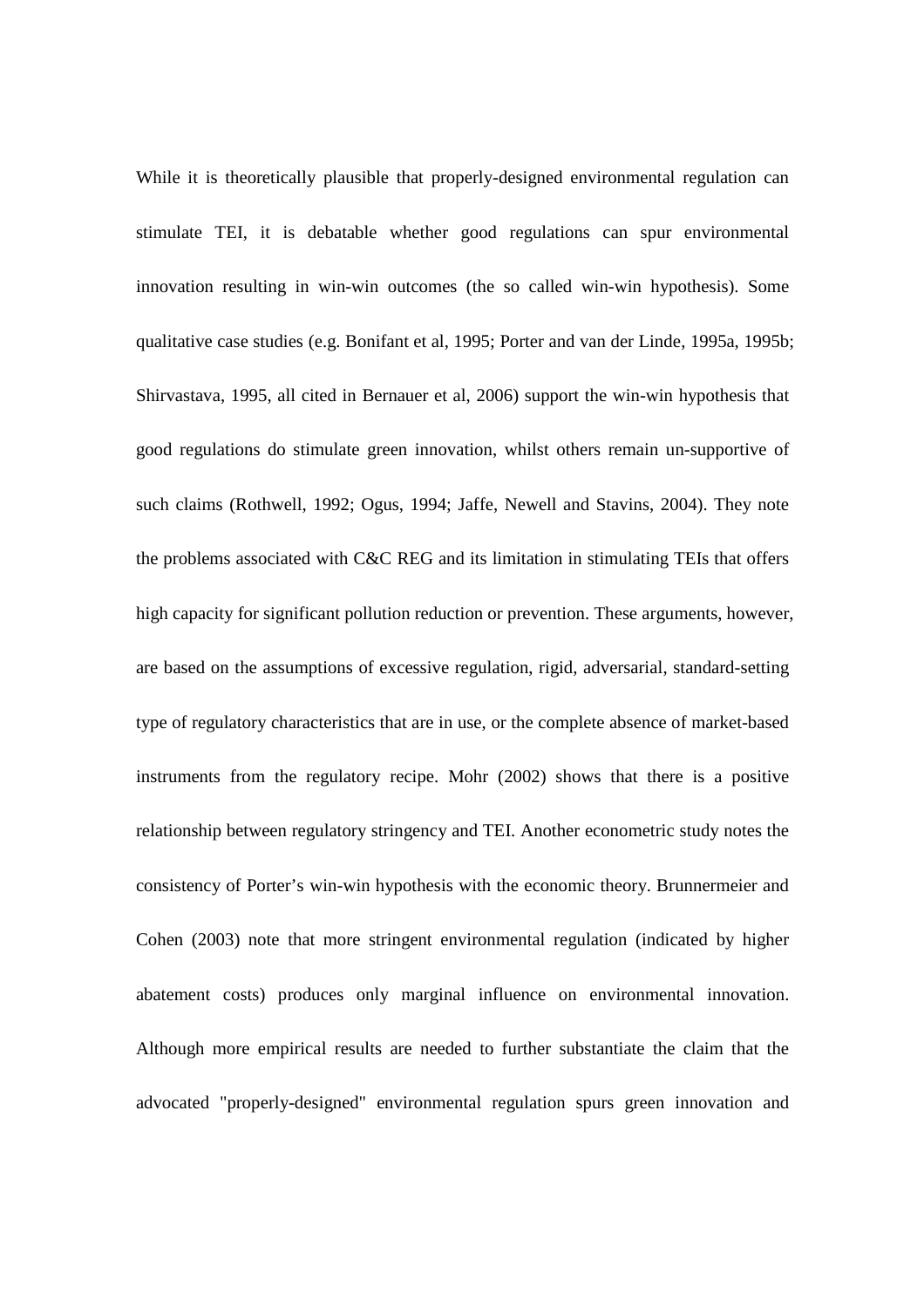While it is theoretically plausible that properly-designed environmental regulation can stimulate TEI, it is debatable whether good regulations can spur environmental innovation resulting in win-win outcomes (the so called win-win hypothesis). Some qualitative case studies (e.g. Bonifant et al, 1995; Porter and van der Linde, 1995a, 1995b; Shirvastava, 1995, all cited in Bernauer et al, 2006) support the win-win hypothesis that good regulations do stimulate green innovation, whilst others remain un-supportive of such claims (Rothwell, 1992; Ogus, 1994; Jaffe, Newell and Stavins, 2004). They note the problems associated with C&C REG and its limitation in stimulating TEIs that offers high capacity for significant pollution reduction or prevention. These arguments, however, are based on the assumptions of excessive regulation, rigid, adversarial, standard-setting type of regulatory characteristics that are in use, or the complete absence of market-based instruments from the regulatory recipe. Mohr (2002) shows that there is a positive relationship between regulatory stringency and TEI. Another econometric study notes the consistency of Porter's win-win hypothesis with the economic theory. Brunnermeier and Cohen (2003) note that more stringent environmental regulation (indicated by higher abatement costs) produces only marginal influence on environmental innovation. Although more empirical results are needed to further substantiate the claim that the advocated "properly-designed" environmental regulation spurs green innovation and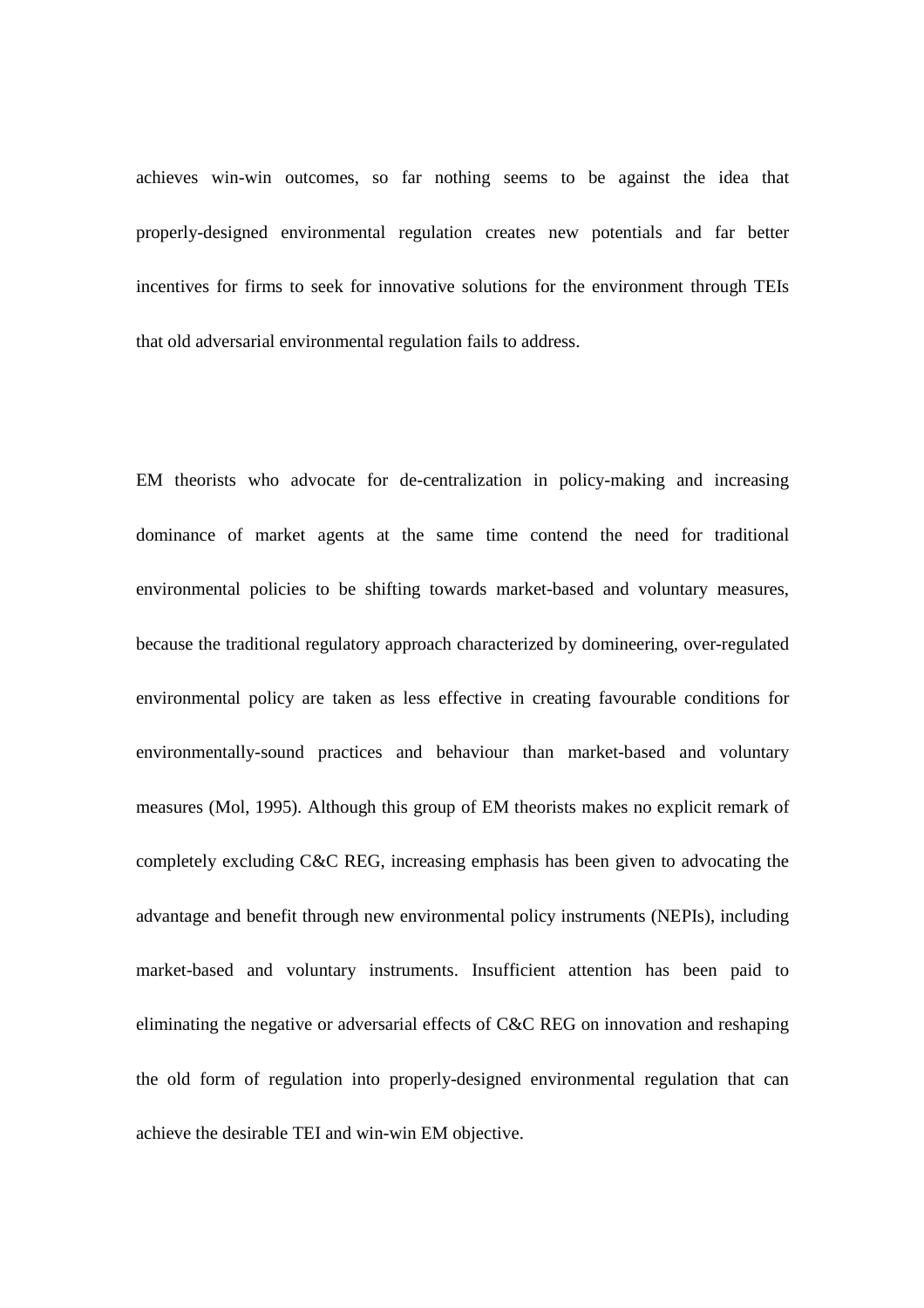achieves win-win outcomes, so far nothing seems to be against the idea that properly-designed environmental regulation creates new potentials and far better incentives for firms to seek for innovative solutions for the environment through TEIs that old adversarial environmental regulation fails to address.

EM theorists who advocate for de-centralization in policy-making and increasing dominance of market agents at the same time contend the need for traditional environmental policies to be shifting towards market-based and voluntary measures, because the traditional regulatory approach characterized by domineering, over-regulated environmental policy are taken as less effective in creating favourable conditions for environmentally-sound practices and behaviour than market-based and voluntary measures (Mol, 1995). Although this group of EM theorists makes no explicit remark of completely excluding C&C REG, increasing emphasis has been given to advocating the advantage and benefit through new environmental policy instruments (NEPIs), including market-based and voluntary instruments. Insufficient attention has been paid to eliminating the negative or adversarial effects of C&C REG on innovation and reshaping the old form of regulation into properly-designed environmental regulation that can achieve the desirable TEI and win-win EM objective.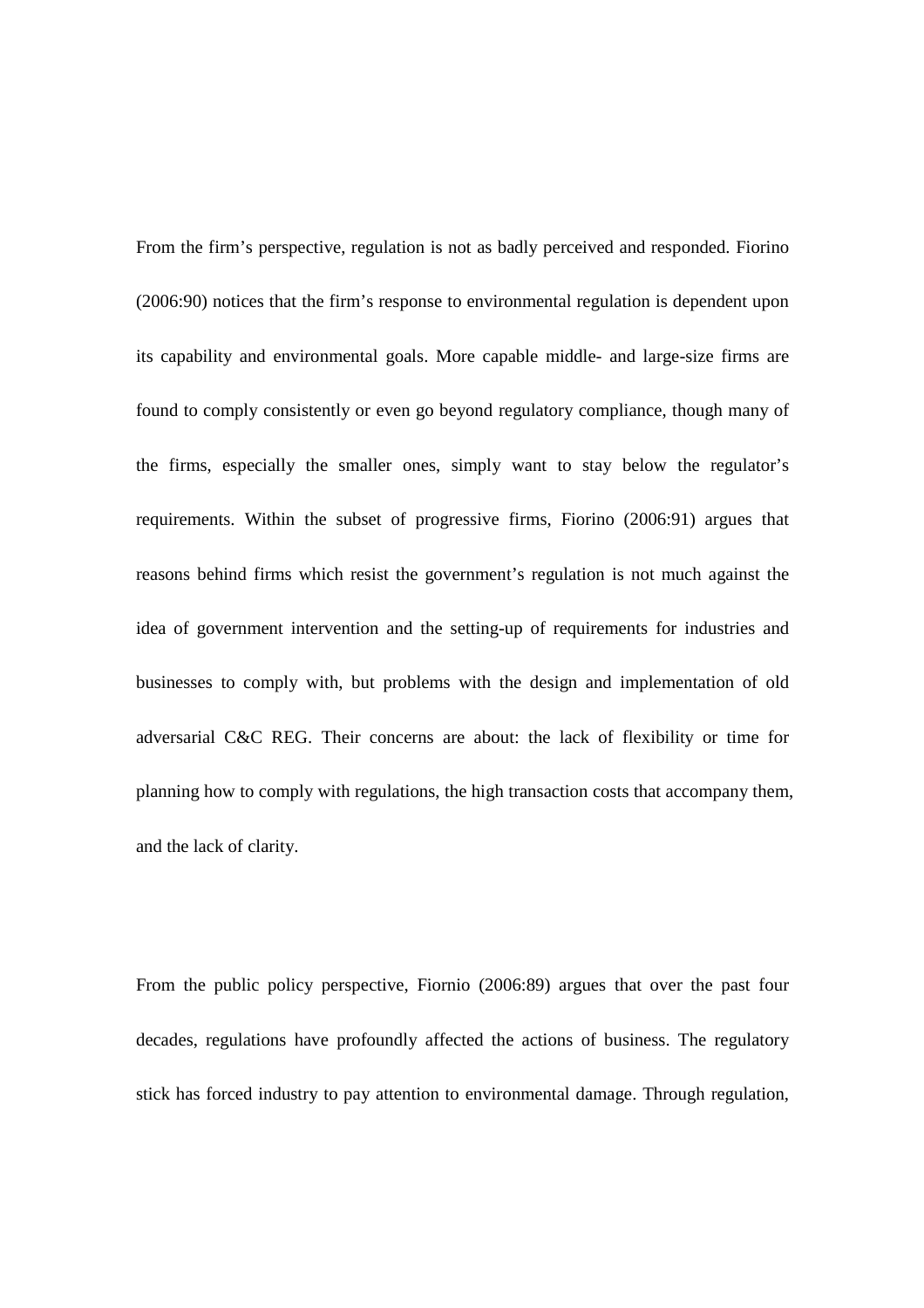From the firm's perspective, regulation is not as badly perceived and responded. Fiorino (2006:90) notices that the firm's response to environmental regulation is dependent upon its capability and environmental goals. More capable middle- and large-size firms are found to comply consistently or even go beyond regulatory compliance, though many of the firms, especially the smaller ones, simply want to stay below the regulator's requirements. Within the subset of progressive firms, Fiorino (2006:91) argues that reasons behind firms which resist the government's regulation is not much against the idea of government intervention and the setting-up of requirements for industries and businesses to comply with, but problems with the design and implementation of old adversarial C&C REG. Their concerns are about: the lack of flexibility or time for planning how to comply with regulations, the high transaction costs that accompany them, and the lack of clarity.

From the public policy perspective, Fiornio (2006:89) argues that over the past four decades, regulations have profoundly affected the actions of business. The regulatory stick has forced industry to pay attention to environmental damage. Through regulation,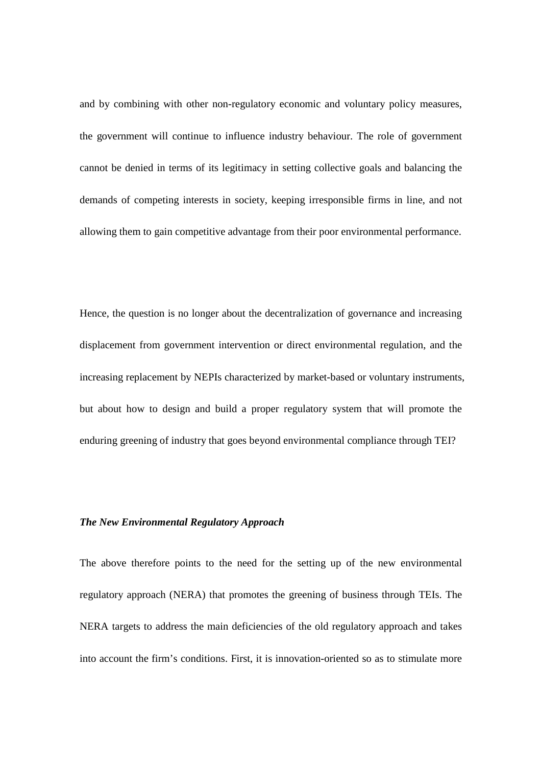and by combining with other non-regulatory economic and voluntary policy measures, the government will continue to influence industry behaviour. The role of government cannot be denied in terms of its legitimacy in setting collective goals and balancing the demands of competing interests in society, keeping irresponsible firms in line, and not allowing them to gain competitive advantage from their poor environmental performance.

Hence, the question is no longer about the decentralization of governance and increasing displacement from government intervention or direct environmental regulation, and the increasing replacement by NEPIs characterized by market-based or voluntary instruments, but about how to design and build a proper regulatory system that will promote the enduring greening of industry that goes beyond environmental compliance through TEI?

***The New Environmental Regulatory Approach***

The above therefore points to the need for the setting up of the new environmental regulatory approach (NERA) that promotes the greening of business through TEIs. The NERA targets to address the main deficiencies of the old regulatory approach and takes into account the firm's conditions. First, it is innovation-oriented so as to stimulate more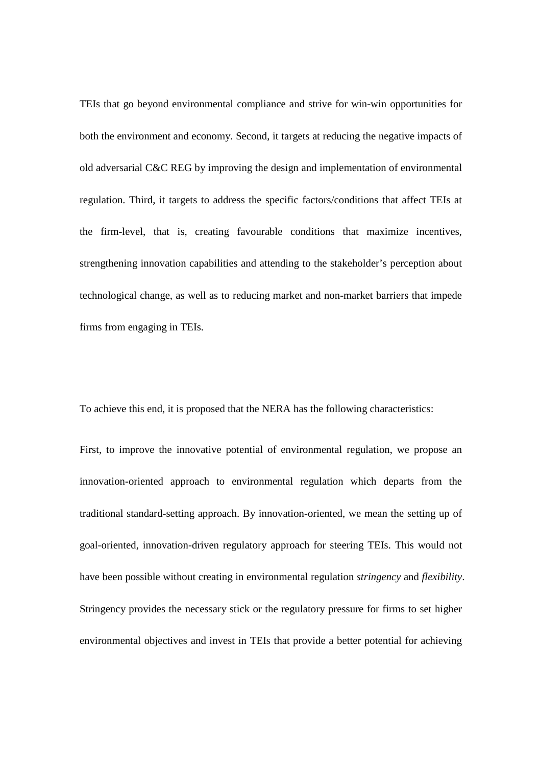TEIs that go beyond environmental compliance and strive for win-win opportunities for both the environment and economy. Second, it targets at reducing the negative impacts of old adversarial C&C REG by improving the design and implementation of environmental regulation. Third, it targets to address the specific factors/conditions that affect TEIs at the firm-level, that is, creating favourable conditions that maximize incentives, strengthening innovation capabilities and attending to the stakeholder's perception about technological change, as well as to reducing market and non-market barriers that impede firms from engaging in TEIs.

To achieve this end, it is proposed that the NERA has the following characteristics:

First, to improve the innovative potential of environmental regulation, we propose an innovation-oriented approach to environmental regulation which departs from the traditional standard-setting approach. By innovation-oriented, we mean the setting up of goal-oriented, innovation-driven regulatory approach for steering TEIs. This would not have been possible without creating in environmental regulation *stringency* and *flexibility*. Stringency provides the necessary stick or the regulatory pressure for firms to set higher environmental objectives and invest in TEIs that provide a better potential for achieving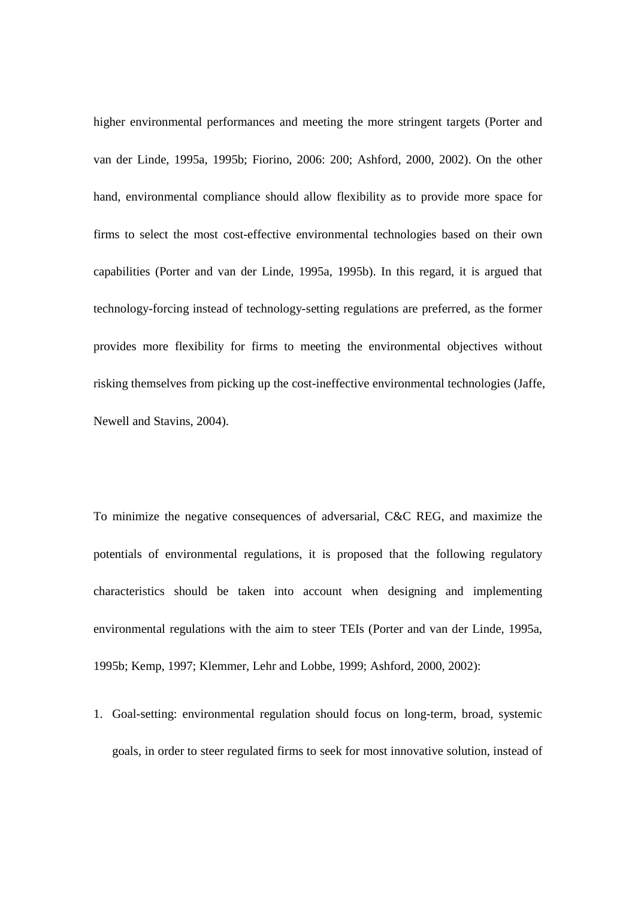higher environmental performances and meeting the more stringent targets (Porter and van der Linde, 1995a, 1995b; Fiorino, 2006: 200; Ashford, 2000, 2002). On the other hand, environmental compliance should allow flexibility as to provide more space for firms to select the most cost-effective environmental technologies based on their own capabilities (Porter and van der Linde, 1995a, 1995b). In this regard, it is argued that technology-forcing instead of technology-setting regulations are preferred, as the former provides more flexibility for firms to meeting the environmental objectives without risking themselves from picking up the cost-ineffective environmental technologies (Jaffe, Newell and Stavins, 2004).

To minimize the negative consequences of adversarial, C&C REG, and maximize the potentials of environmental regulations, it is proposed that the following regulatory characteristics should be taken into account when designing and implementing environmental regulations with the aim to steer TEIs (Porter and van der Linde, 1995a, 1995b; Kemp, 1997; Klemmer, Lehr and Lobbe, 1999; Ashford, 2000, 2002):

1. Goal-setting: environmental regulation should focus on long-term, broad, systemic goals, in order to steer regulated firms to seek for most innovative solution, instead of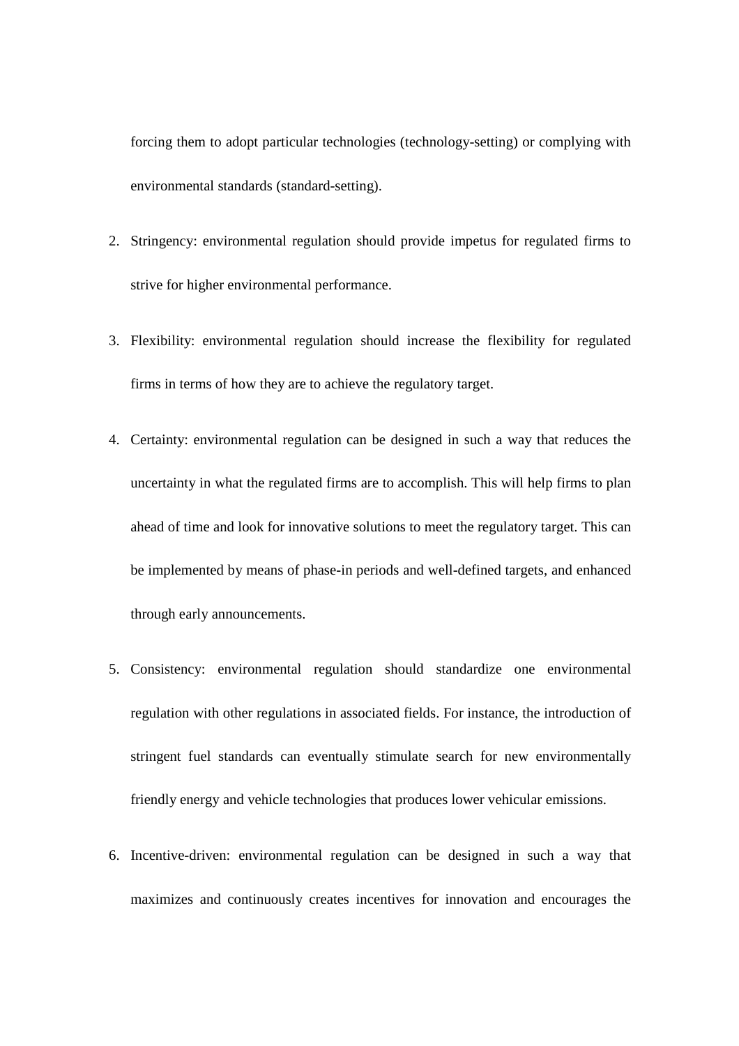forcing them to adopt particular technologies (technology-setting) or complying with environmental standards (standard-setting).

2. Stringency: environmental regulation should provide impetus for regulated firms to strive for higher environmental performance.
3. Flexibility: environmental regulation should increase the flexibility for regulated firms in terms of how they are to achieve the regulatory target.
4. Certainty: environmental regulation can be designed in such a way that reduces the uncertainty in what the regulated firms are to accomplish. This will help firms to plan ahead of time and look for innovative solutions to meet the regulatory target. This can be implemented by means of phase-in periods and well-defined targets, and enhanced through early announcements.
5. Consistency: environmental regulation should standardize one environmental regulation with other regulations in associated fields. For instance, the introduction of stringent fuel standards can eventually stimulate search for new environmentally friendly energy and vehicle technologies that produces lower vehicular emissions.
6. Incentive-driven: environmental regulation can be designed in such a way that maximizes and continuously creates incentives for innovation and encourages the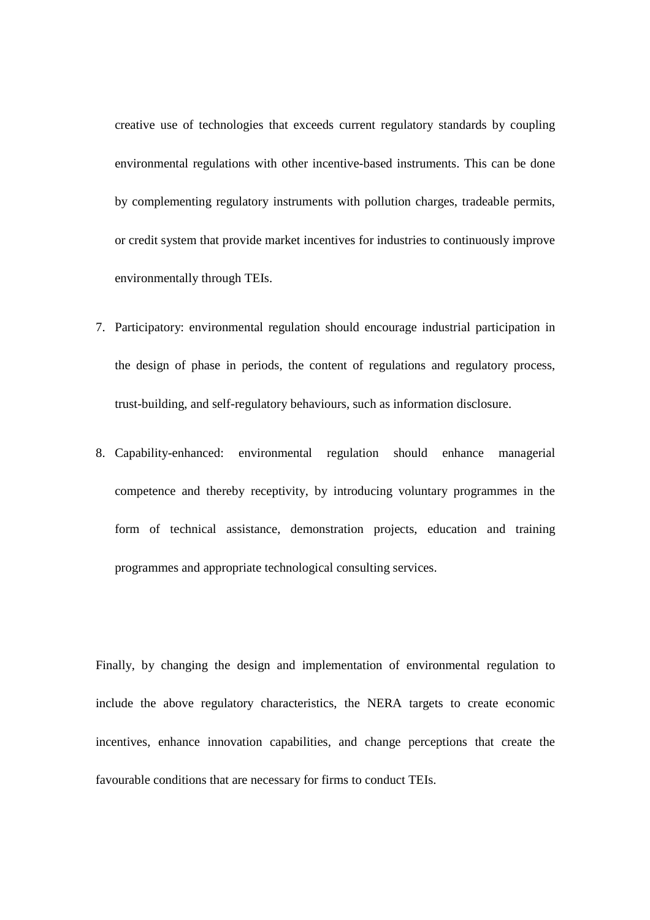creative use of technologies that exceeds current regulatory standards by coupling environmental regulations with other incentive-based instruments. This can be done by complementing regulatory instruments with pollution charges, tradeable permits, or credit system that provide market incentives for industries to continuously improve environmentally through TEIs.

7. Participatory: environmental regulation should encourage industrial participation in the design of phase in periods, the content of regulations and regulatory process, trust-building, and self-regulatory behaviours, such as information disclosure.

8. Capability-enhanced: environmental regulation should enhance managerial competence and thereby receptivity, by introducing voluntary programmes in the form of technical assistance, demonstration projects, education and training programmes and appropriate technological consulting services.

Finally, by changing the design and implementation of environmental regulation to include the above regulatory characteristics, the NERA targets to create economic incentives, enhance innovation capabilities, and change perceptions that create the favourable conditions that are necessary for firms to conduct TEIs.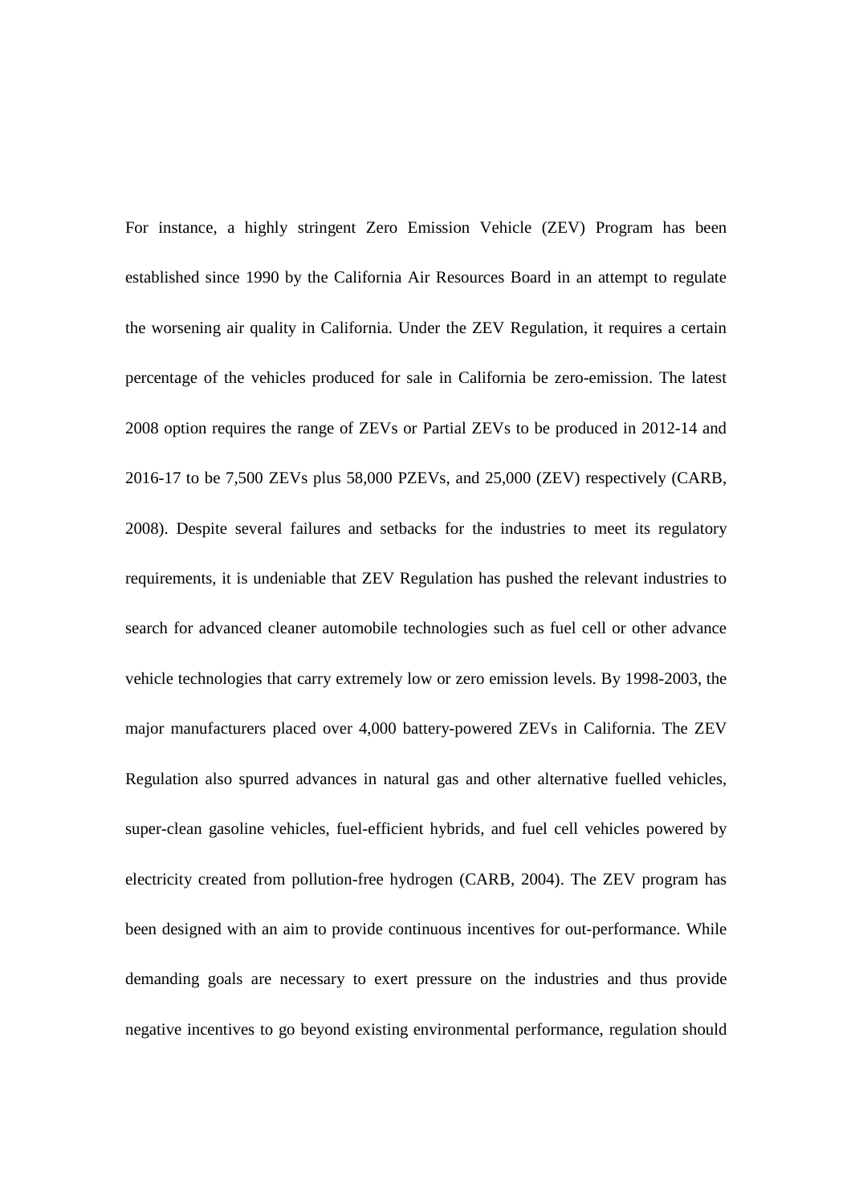For instance, a highly stringent Zero Emission Vehicle (ZEV) Program has been established since 1990 by the California Air Resources Board in an attempt to regulate the worsening air quality in California. Under the ZEV Regulation, it requires a certain percentage of the vehicles produced for sale in California be zero-emission. The latest 2008 option requires the range of ZEVs or Partial ZEVs to be produced in 2012-14 and 2016-17 to be 7,500 ZEVs plus 58,000 PZEVs, and 25,000 (ZEV) respectively (CARB, 2008). Despite several failures and setbacks for the industries to meet its regulatory requirements, it is undeniable that ZEV Regulation has pushed the relevant industries to search for advanced cleaner automobile technologies such as fuel cell or other advance vehicle technologies that carry extremely low or zero emission levels. By 1998-2003, the major manufacturers placed over 4,000 battery-powered ZEVs in California. The ZEV Regulation also spurred advances in natural gas and other alternative fuelled vehicles, super-clean gasoline vehicles, fuel-efficient hybrids, and fuel cell vehicles powered by electricity created from pollution-free hydrogen (CARB, 2004). The ZEV program has been designed with an aim to provide continuous incentives for out-performance. While demanding goals are necessary to exert pressure on the industries and thus provide negative incentives to go beyond existing environmental performance, regulation should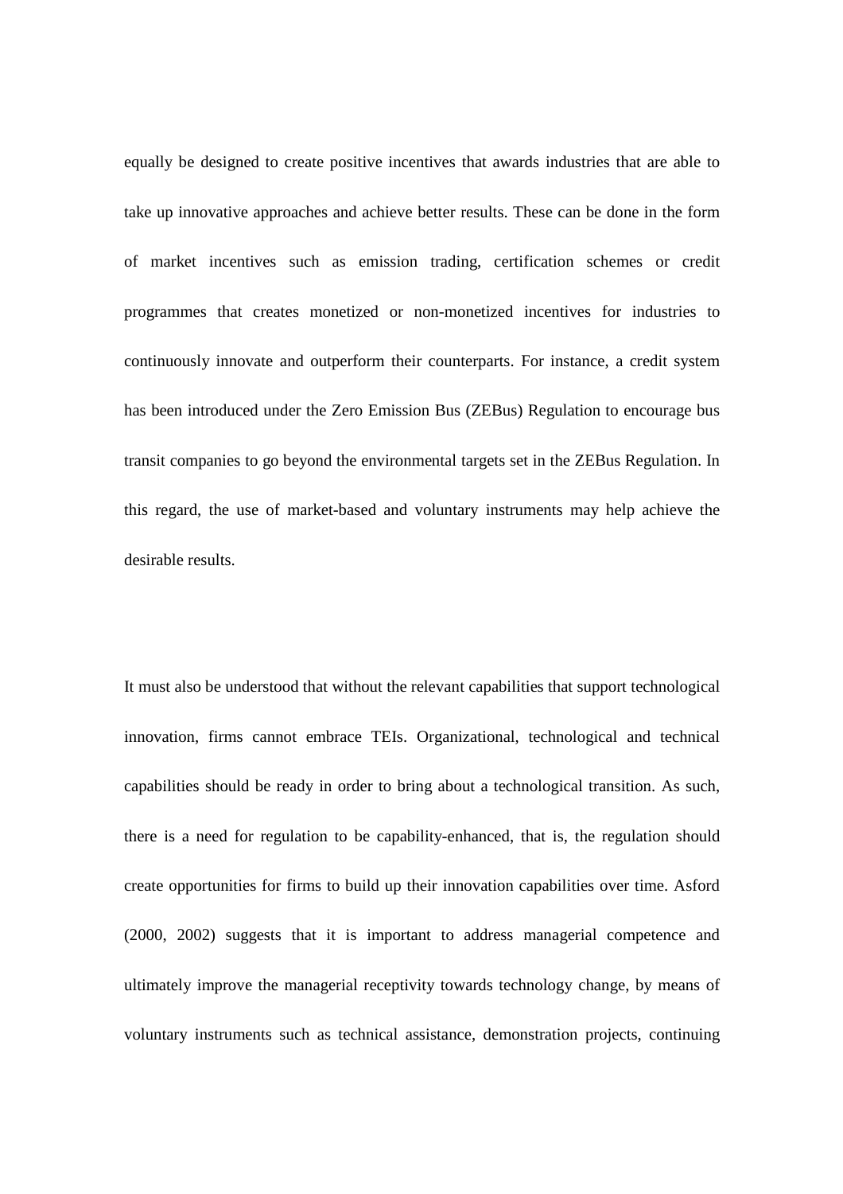equally be designed to create positive incentives that awards industries that are able to take up innovative approaches and achieve better results. These can be done in the form of market incentives such as emission trading, certification schemes or credit programmes that creates monetized or non-monetized incentives for industries to continuously innovate and outperform their counterparts. For instance, a credit system has been introduced under the Zero Emission Bus (ZEBus) Regulation to encourage bus transit companies to go beyond the environmental targets set in the ZEBus Regulation. In this regard, the use of market-based and voluntary instruments may help achieve the desirable results.

It must also be understood that without the relevant capabilities that support technological innovation, firms cannot embrace TEIs. Organizational, technological and technical capabilities should be ready in order to bring about a technological transition. As such, there is a need for regulation to be capability-enhanced, that is, the regulation should create opportunities for firms to build up their innovation capabilities over time. Asford (2000, 2002) suggests that it is important to address managerial competence and ultimately improve the managerial receptivity towards technology change, by means of voluntary instruments such as technical assistance, demonstration projects, continuing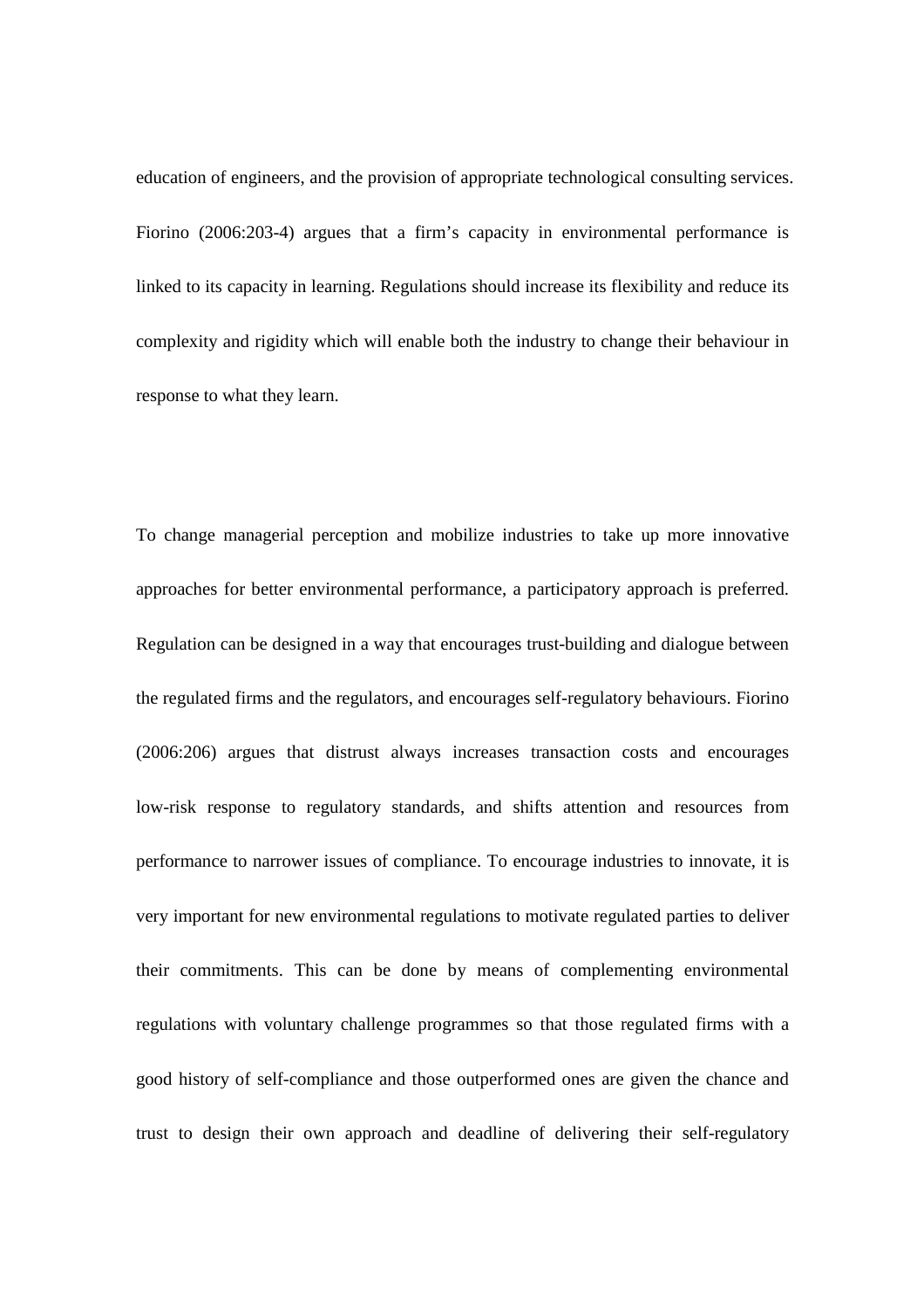education of engineers, and the provision of appropriate technological consulting services. Fiorino (2006:203-4) argues that a firm's capacity in environmental performance is linked to its capacity in learning. Regulations should increase its flexibility and reduce its complexity and rigidity which will enable both the industry to change their behaviour in response to what they learn.

To change managerial perception and mobilize industries to take up more innovative approaches for better environmental performance, a participatory approach is preferred. Regulation can be designed in a way that encourages trust-building and dialogue between the regulated firms and the regulators, and encourages self-regulatory behaviours. Fiorino (2006:206) argues that distrust always increases transaction costs and encourages low-risk response to regulatory standards, and shifts attention and resources from performance to narrower issues of compliance. To encourage industries to innovate, it is very important for new environmental regulations to motivate regulated parties to deliver their commitments. This can be done by means of complementing environmental regulations with voluntary challenge programmes so that those regulated firms with a good history of self-compliance and those outperformed ones are given the chance and trust to design their own approach and deadline of delivering their self-regulatory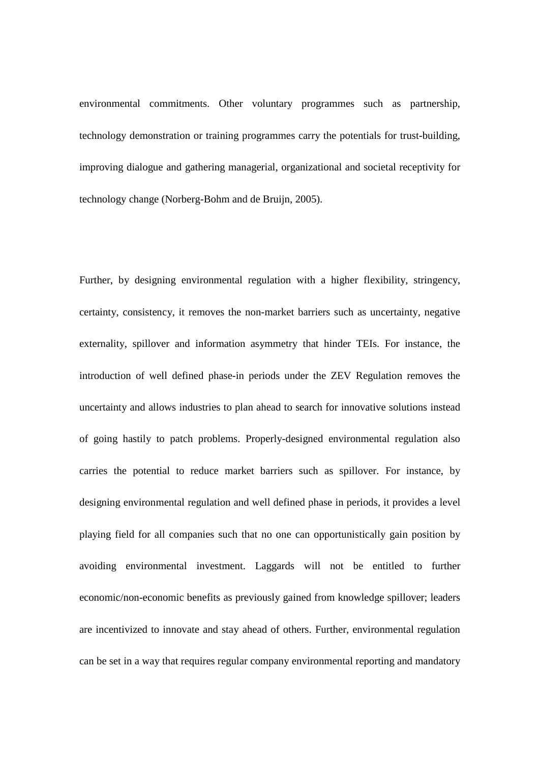environmental commitments. Other voluntary programmes such as partnership, technology demonstration or training programmes carry the potentials for trust-building, improving dialogue and gathering managerial, organizational and societal receptivity for technology change (Norberg-Bohm and de Bruijn, 2005).

Further, by designing environmental regulation with a higher flexibility, stringency, certainty, consistency, it removes the non-market barriers such as uncertainty, negative externality, spillover and information asymmetry that hinder TEIs. For instance, the introduction of well defined phase-in periods under the ZEV Regulation removes the uncertainty and allows industries to plan ahead to search for innovative solutions instead of going hastily to patch problems. Properly-designed environmental regulation also carries the potential to reduce market barriers such as spillover. For instance, by designing environmental regulation and well defined phase in periods, it provides a level playing field for all companies such that no one can opportunistically gain position by avoiding environmental investment. Laggards will not be entitled to further economic/non-economic benefits as previously gained from knowledge spillover; leaders are incentivized to innovate and stay ahead of others. Further, environmental regulation can be set in a way that requires regular company environmental reporting and mandatory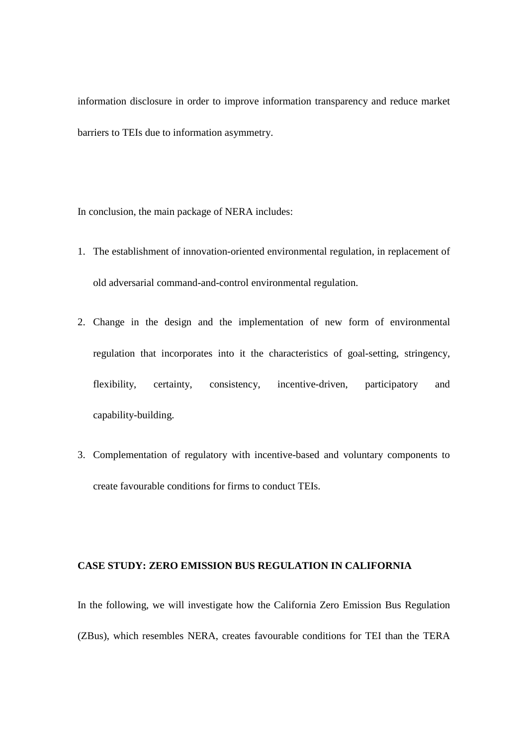information disclosure in order to improve information transparency and reduce market barriers to TEIs due to information asymmetry.

In conclusion, the main package of NERA includes:

1. The establishment of innovation-oriented environmental regulation, in replacement of old adversarial command-and-control environmental regulation.
2. Change in the design and the implementation of new form of environmental regulation that incorporates into it the characteristics of goal-setting, stringency, flexibility, certainty, consistency, incentive-driven, participatory and capability-building.
3. Complementation of regulatory with incentive-based and voluntary components to create favourable conditions for firms to conduct TEIs.

**CASE STUDY: ZERO EMISSION BUS REGULATION IN CALIFORNIA**

In the following, we will investigate how the California Zero Emission Bus Regulation (ZBus), which resembles NERA, creates favourable conditions for TEI than the TERA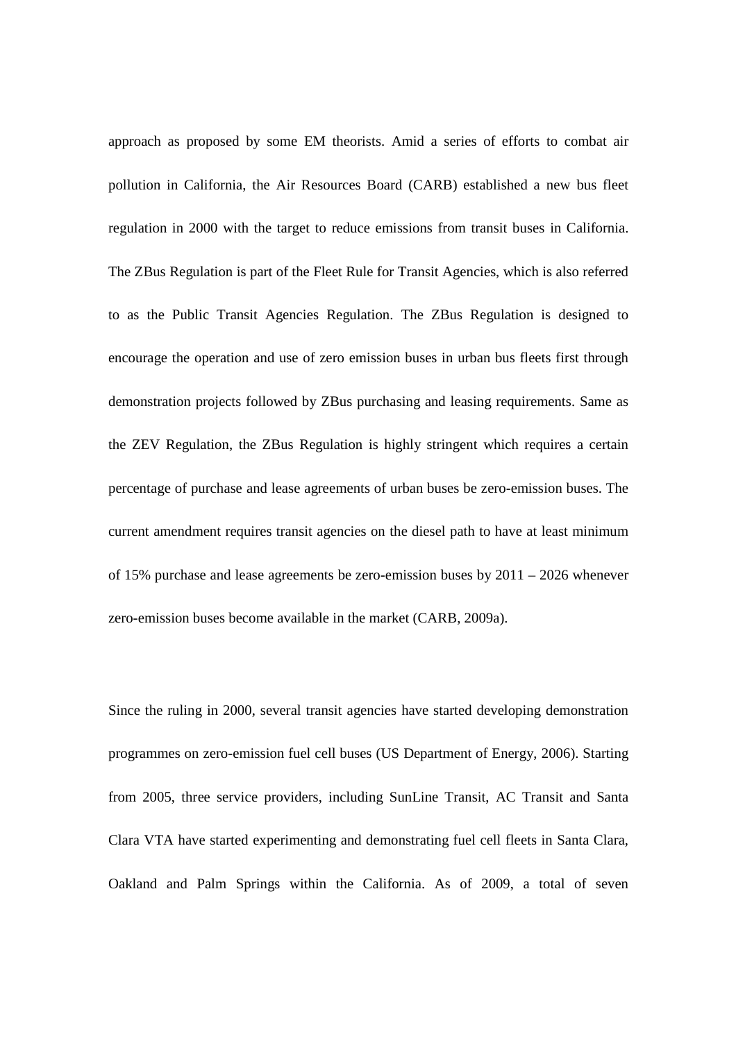approach as proposed by some EM theorists. Amid a series of efforts to combat air pollution in California, the Air Resources Board (CARB) established a new bus fleet regulation in 2000 with the target to reduce emissions from transit buses in California. The ZBus Regulation is part of the Fleet Rule for Transit Agencies, which is also referred to as the Public Transit Agencies Regulation. The ZBus Regulation is designed to encourage the operation and use of zero emission buses in urban bus fleets first through demonstration projects followed by ZBus purchasing and leasing requirements. Same as the ZEV Regulation, the ZBus Regulation is highly stringent which requires a certain percentage of purchase and lease agreements of urban buses be zero-emission buses. The current amendment requires transit agencies on the diesel path to have at least minimum of 15% purchase and lease agreements be zero-emission buses by 2011 – 2026 whenever zero-emission buses become available in the market (CARB, 2009a).

Since the ruling in 2000, several transit agencies have started developing demonstration programmes on zero-emission fuel cell buses (US Department of Energy, 2006). Starting from 2005, three service providers, including SunLine Transit, AC Transit and Santa Clara VTA have started experimenting and demonstrating fuel cell fleets in Santa Clara, Oakland and Palm Springs within the California. As of 2009, a total of seven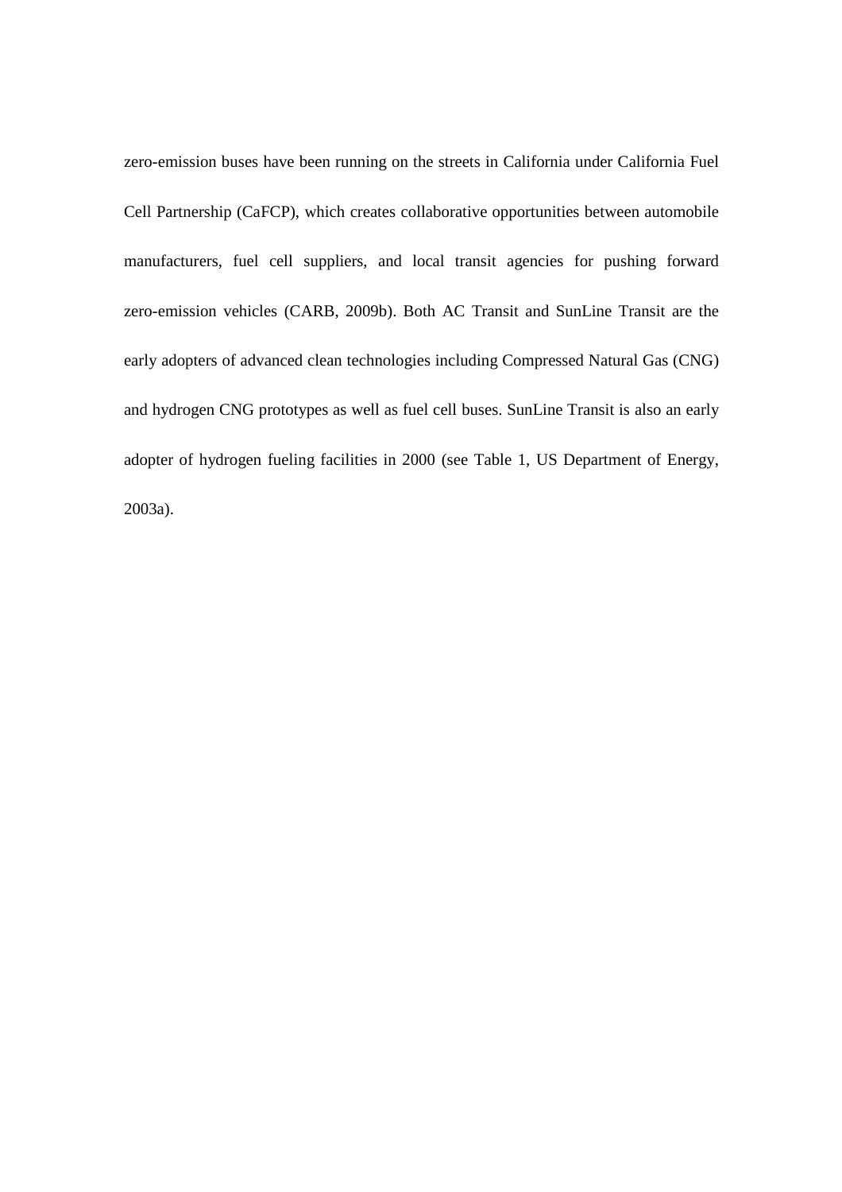zero-emission buses have been running on the streets in California under California Fuel Cell Partnership (CaFCP), which creates collaborative opportunities between automobile manufacturers, fuel cell suppliers, and local transit agencies for pushing forward zero-emission vehicles (CARB, 2009b). Both AC Transit and SunLine Transit are the early adopters of advanced clean technologies including Compressed Natural Gas (CNG) and hydrogen CNG prototypes as well as fuel cell buses. SunLine Transit is also an early adopter of hydrogen fueling facilities in 2000 (see Table 1, US Department of Energy, 2003a).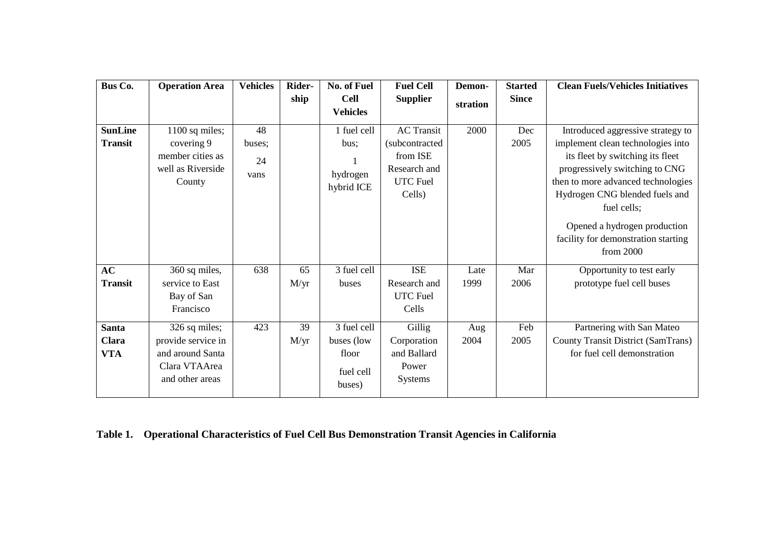| Bus Co. | Operation Area | Vehicles | Rider-ship | No. of Fuel Cell Vehicles | Fuel Cell Supplier | Demon-stration | Started Since | Clean Fuels/Vehicles Initiatives |
|---|---|---|---|---|---|---|---|---|
| **SunLine Transit** | 1100 sq miles; covering 9 member cities as well as Riverside County | 48 buses; 24 vans | | 1 fuel cell bus; 1 hydrogen hybrid ICE | AC Transit (subcontracted from ISE Research and UTC Fuel Cells) | 2000 | Dec 2005 | Introduced aggressive strategy to implement clean technologies into its fleet by switching its fleet progressively switching to CNG then to more advanced technologies Hydrogen CNG blended fuels and fuel cells; Opened a hydrogen production facility for demonstration starting from 2000 |
| **AC Transit** | 360 sq miles, service to East Bay of San Francisco | 638 | 65 M/yr | 3 fuel cell buses | ISE Research and UTC Fuel Cells | Late 1999 | Mar 2006 | Opportunity to test early prototype fuel cell buses |
| **Santa Clara VTA** | 326 sq miles; provide service in and around Santa Clara VTAArea and other areas | 423 | 39 M/yr | 3 fuel cell buses (low floor fuel cell buses) | Gillig Corporation and Ballard Power Systems | Aug 2004 | Feb 2005 | Partnering with San Mateo County Transit District (SamTrans) for fuel cell demonstration |

**Table 1. Operational Characteristics of Fuel Cell Bus Demonstration Transit Agencies in California**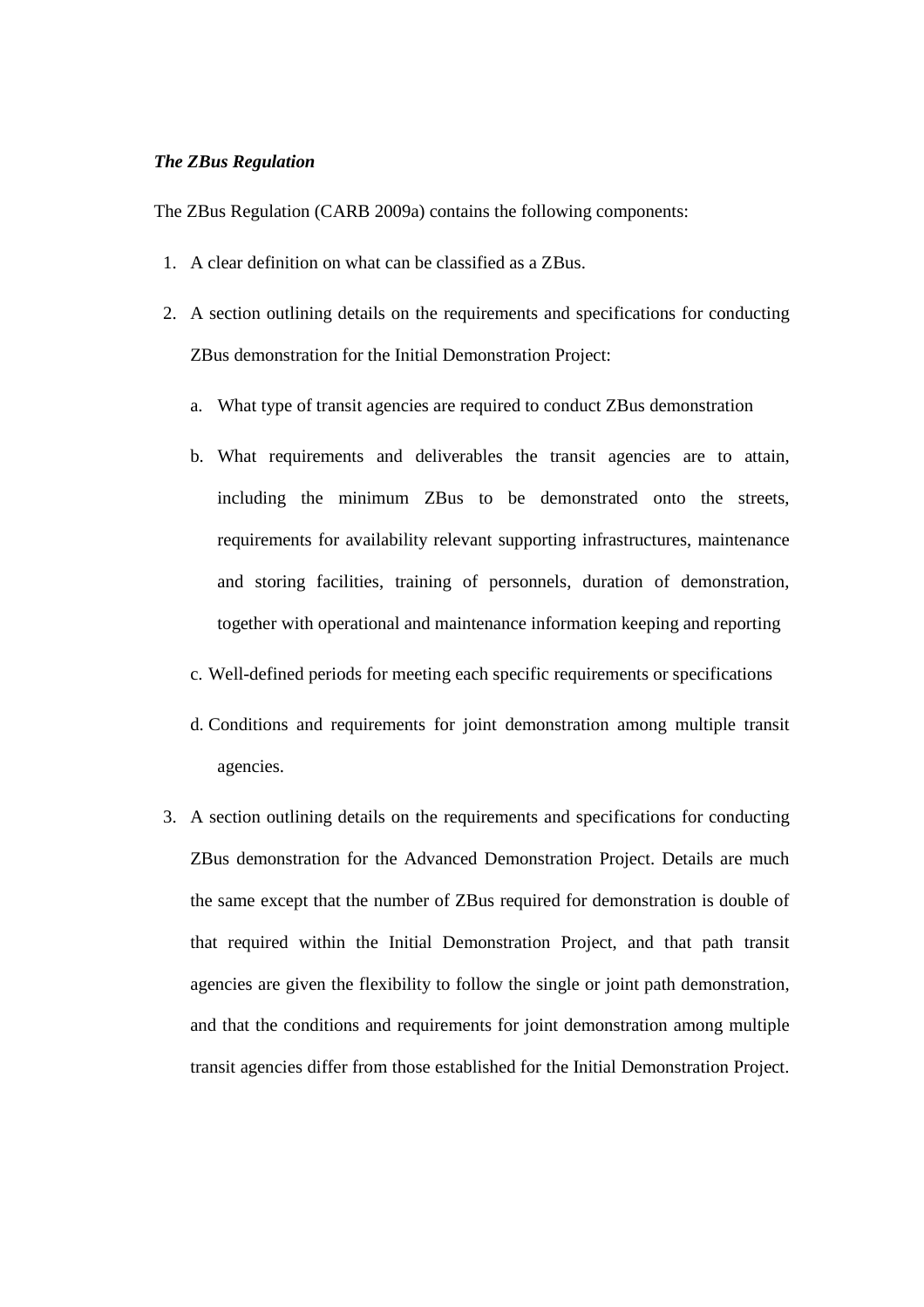***The ZBus Regulation***

The ZBus Regulation (CARB 2009a) contains the following components:

1. A clear definition on what can be classified as a ZBus.
2. A section outlining details on the requirements and specifications for conducting ZBus demonstration for the Initial Demonstration Project:
   a. What type of transit agencies are required to conduct ZBus demonstration
   b. What requirements and deliverables the transit agencies are to attain, including the minimum ZBus to be demonstrated onto the streets, requirements for availability relevant supporting infrastructures, maintenance and storing facilities, training of personnels, duration of demonstration, together with operational and maintenance information keeping and reporting
   c. Well-defined periods for meeting each specific requirements or specifications
   d. Conditions and requirements for joint demonstration among multiple transit agencies.
3. A section outlining details on the requirements and specifications for conducting ZBus demonstration for the Advanced Demonstration Project. Details are much the same except that the number of ZBus required for demonstration is double of that required within the Initial Demonstration Project, and that path transit agencies are given the flexibility to follow the single or joint path demonstration, and that the conditions and requirements for joint demonstration among multiple transit agencies differ from those established for the Initial Demonstration Project.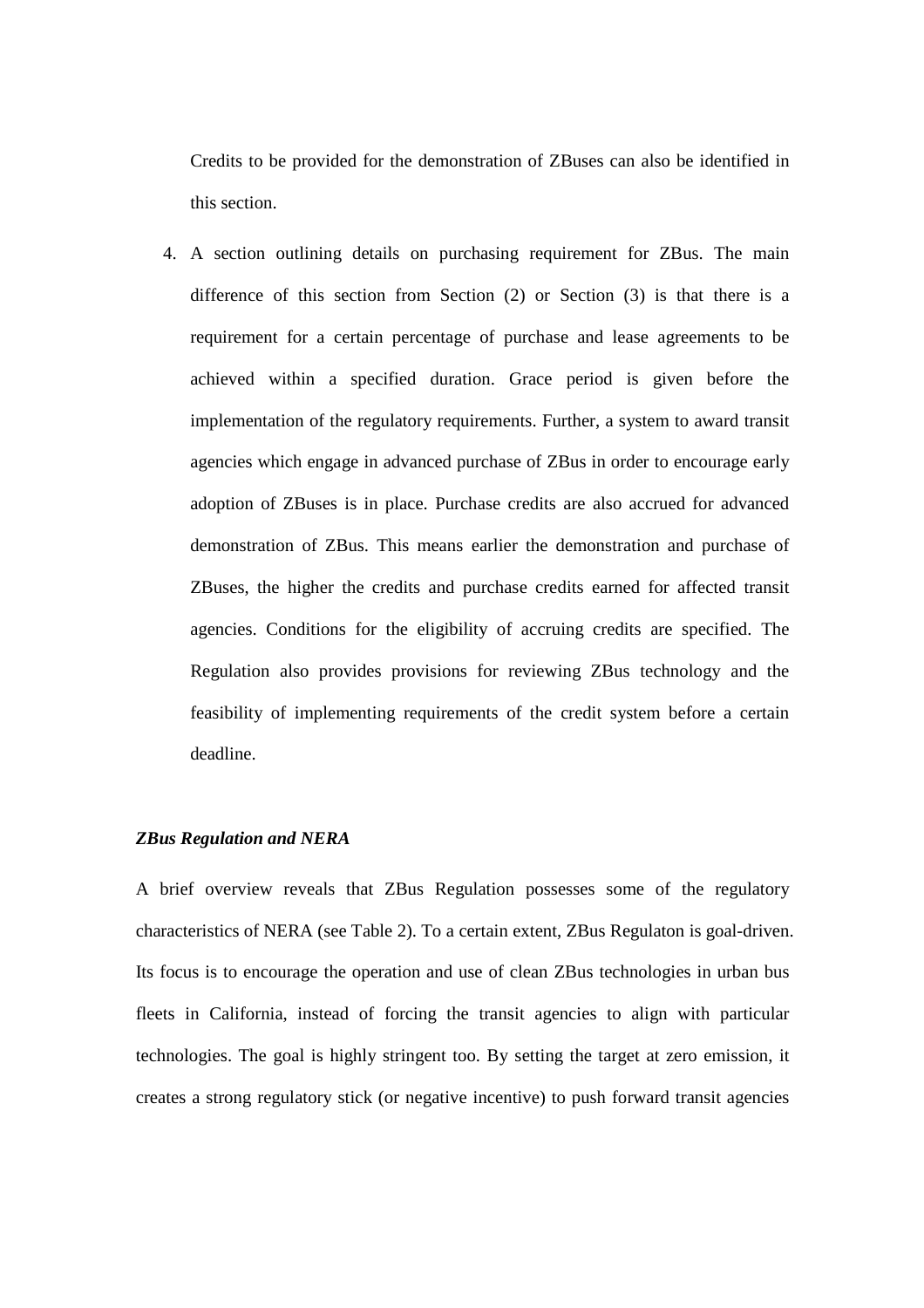Credits to be provided for the demonstration of ZBuses can also be identified in this section.

4. A section outlining details on purchasing requirement for ZBus. The main difference of this section from Section (2) or Section (3) is that there is a requirement for a certain percentage of purchase and lease agreements to be achieved within a specified duration. Grace period is given before the implementation of the regulatory requirements. Further, a system to award transit agencies which engage in advanced purchase of ZBus in order to encourage early adoption of ZBuses is in place. Purchase credits are also accrued for advanced demonstration of ZBus. This means earlier the demonstration and purchase of ZBuses, the higher the credits and purchase credits earned for affected transit agencies. Conditions for the eligibility of accruing credits are specified. The Regulation also provides provisions for reviewing ZBus technology and the feasibility of implementing requirements of the credit system before a certain deadline.

***ZBus Regulation and NERA***

A brief overview reveals that ZBus Regulation possesses some of the regulatory characteristics of NERA (see Table 2). To a certain extent, ZBus Regulaton is goal-driven. Its focus is to encourage the operation and use of clean ZBus technologies in urban bus fleets in California, instead of forcing the transit agencies to align with particular technologies. The goal is highly stringent too. By setting the target at zero emission, it creates a strong regulatory stick (or negative incentive) to push forward transit agencies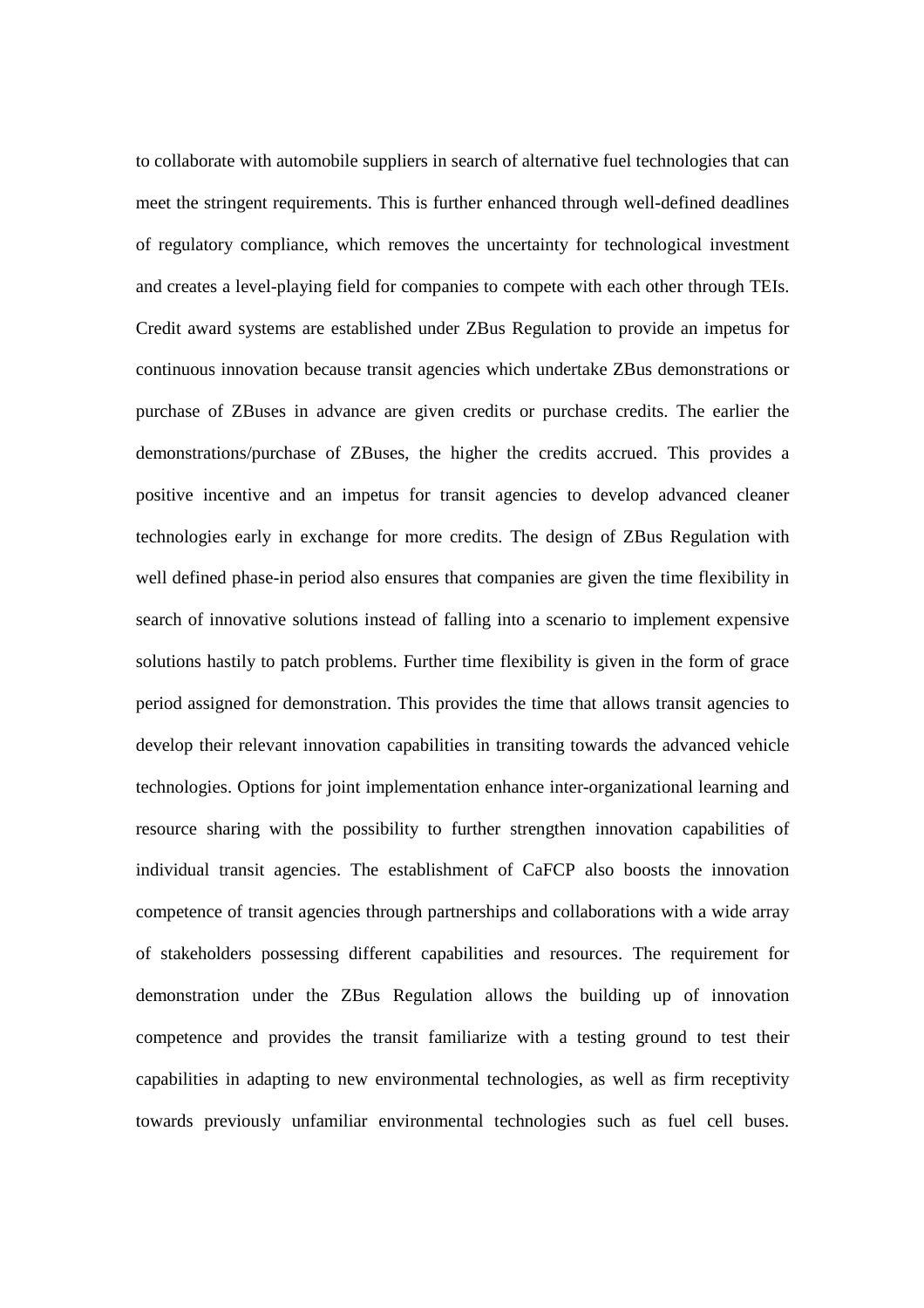to collaborate with automobile suppliers in search of alternative fuel technologies that can meet the stringent requirements. This is further enhanced through well-defined deadlines of regulatory compliance, which removes the uncertainty for technological investment and creates a level-playing field for companies to compete with each other through TEIs. Credit award systems are established under ZBus Regulation to provide an impetus for continuous innovation because transit agencies which undertake ZBus demonstrations or purchase of ZBuses in advance are given credits or purchase credits. The earlier the demonstrations/purchase of ZBuses, the higher the credits accrued. This provides a positive incentive and an impetus for transit agencies to develop advanced cleaner technologies early in exchange for more credits. The design of ZBus Regulation with well defined phase-in period also ensures that companies are given the time flexibility in search of innovative solutions instead of falling into a scenario to implement expensive solutions hastily to patch problems. Further time flexibility is given in the form of grace period assigned for demonstration. This provides the time that allows transit agencies to develop their relevant innovation capabilities in transiting towards the advanced vehicle technologies. Options for joint implementation enhance inter-organizational learning and resource sharing with the possibility to further strengthen innovation capabilities of individual transit agencies. The establishment of CaFCP also boosts the innovation competence of transit agencies through partnerships and collaborations with a wide array of stakeholders possessing different capabilities and resources. The requirement for demonstration under the ZBus Regulation allows the building up of innovation competence and provides the transit familiarize with a testing ground to test their capabilities in adapting to new environmental technologies, as well as firm receptivity towards previously unfamiliar environmental technologies such as fuel cell buses.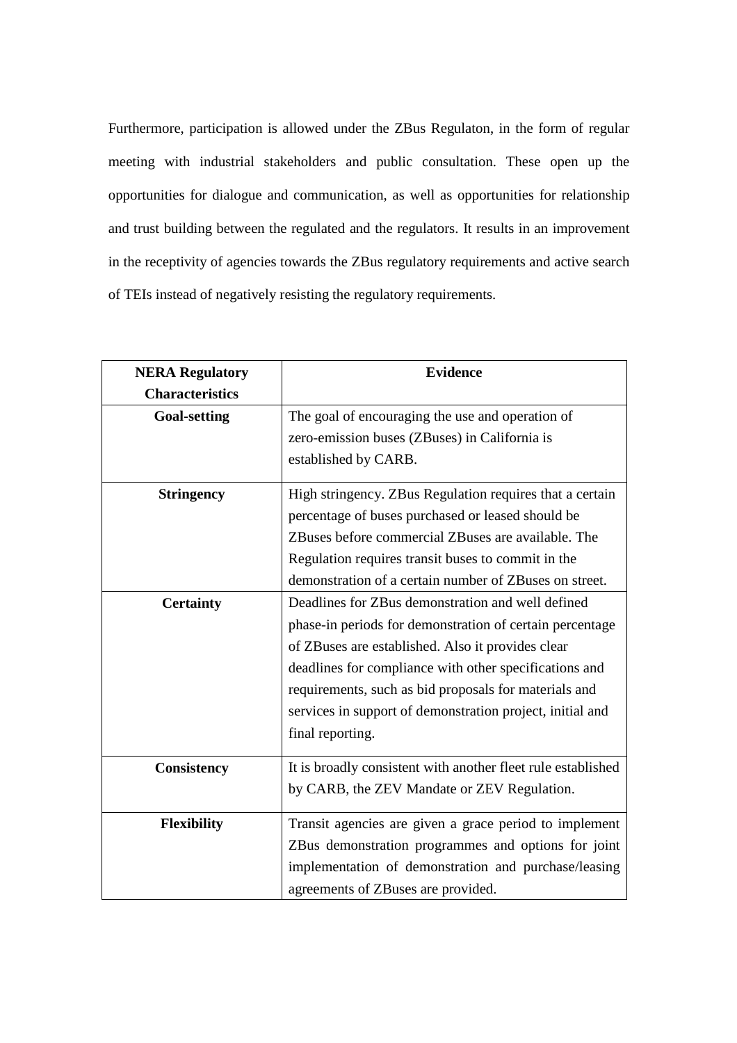Furthermore, participation is allowed under the ZBus Regulaton, in the form of regular meeting with industrial stakeholders and public consultation. These open up the opportunities for dialogue and communication, as well as opportunities for relationship and trust building between the regulated and the regulators. It results in an improvement in the receptivity of agencies towards the ZBus regulatory requirements and active search of TEIs instead of negatively resisting the regulatory requirements.

| **NERA Regulatory Characteristics** | **Evidence** |
|---|---|
| **Goal-setting** | The goal of encouraging the use and operation of zero-emission buses (ZBuses) in California is established by CARB. |
| **Stringency** | High stringency. ZBus Regulation requires that a certain percentage of buses purchased or leased should be ZBuses before commercial ZBuses are available. The Regulation requires transit buses to commit in the demonstration of a certain number of ZBuses on street. |
| **Certainty** | Deadlines for ZBus demonstration and well defined phase-in periods for demonstration of certain percentage of ZBuses are established. Also it provides clear deadlines for compliance with other specifications and requirements, such as bid proposals for materials and services in support of demonstration project, initial and final reporting. |
| **Consistency** | It is broadly consistent with another fleet rule established by CARB, the ZEV Mandate or ZEV Regulation. |
| **Flexibility** | Transit agencies are given a grace period to implement ZBus demonstration programmes and options for joint implementation of demonstration and purchase/leasing agreements of ZBuses are provided. |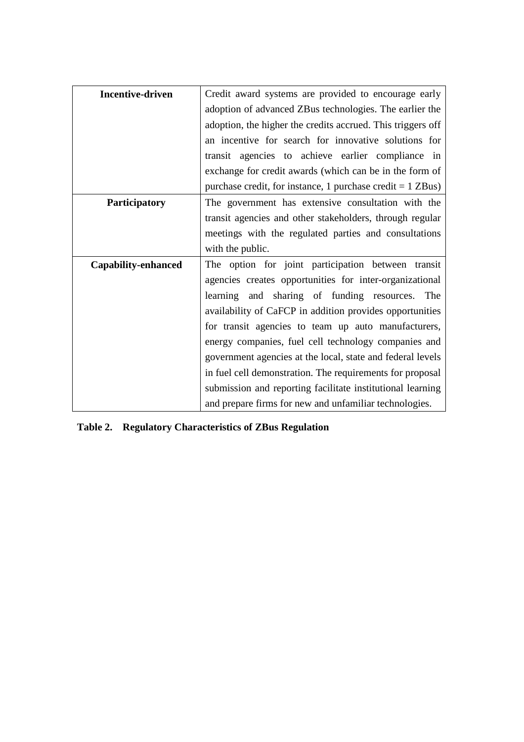| | |
|---|---|
| **Incentive-driven** | Credit award systems are provided to encourage early adoption of advanced ZBus technologies. The earlier the adoption, the higher the credits accrued. This triggers off an incentive for search for innovative solutions for transit agencies to achieve earlier compliance in exchange for credit awards (which can be in the form of purchase credit, for instance, 1 purchase credit = 1 ZBus) |
| **Participatory** | The government has extensive consultation with the transit agencies and other stakeholders, through regular meetings with the regulated parties and consultations with the public. |
| **Capability-enhanced** | The option for joint participation between transit agencies creates opportunities for inter-organizational learning and sharing of funding resources. The availability of CaFCP in addition provides opportunities for transit agencies to team up auto manufacturers, energy companies, fuel cell technology companies and government agencies at the local, state and federal levels in fuel cell demonstration. The requirements for proposal submission and reporting facilitate institutional learning and prepare firms for new and unfamiliar technologies. |

**Table 2. Regulatory Characteristics of ZBus Regulation**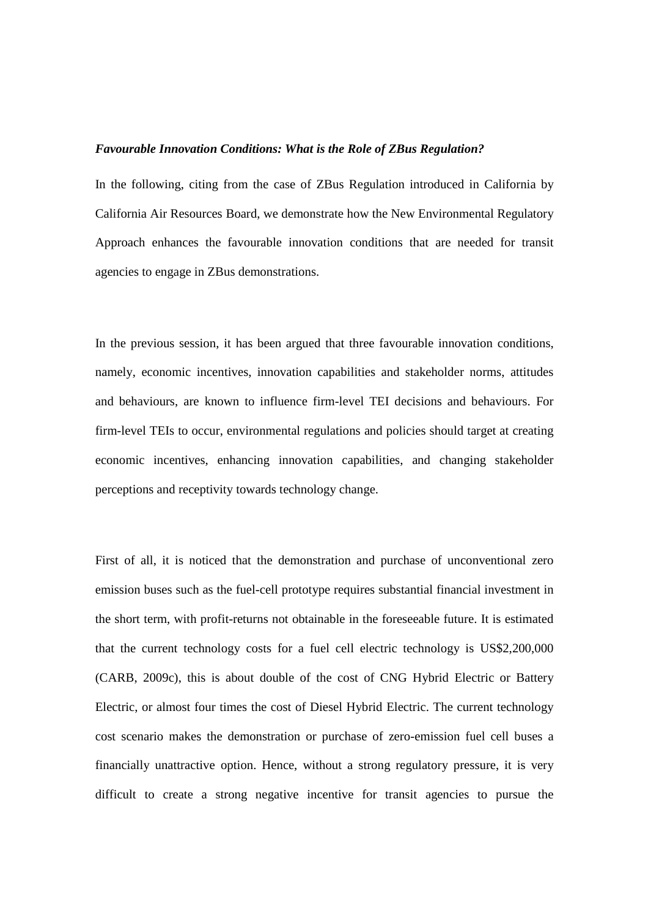***Favourable Innovation Conditions: What is the Role of ZBus Regulation?***

In the following, citing from the case of ZBus Regulation introduced in California by California Air Resources Board, we demonstrate how the New Environmental Regulatory Approach enhances the favourable innovation conditions that are needed for transit agencies to engage in ZBus demonstrations.

In the previous session, it has been argued that three favourable innovation conditions, namely, economic incentives, innovation capabilities and stakeholder norms, attitudes and behaviours, are known to influence firm-level TEI decisions and behaviours. For firm-level TEIs to occur, environmental regulations and policies should target at creating economic incentives, enhancing innovation capabilities, and changing stakeholder perceptions and receptivity towards technology change.

First of all, it is noticed that the demonstration and purchase of unconventional zero emission buses such as the fuel-cell prototype requires substantial financial investment in the short term, with profit-returns not obtainable in the foreseeable future. It is estimated that the current technology costs for a fuel cell electric technology is US$2,200,000 (CARB, 2009c), this is about double of the cost of CNG Hybrid Electric or Battery Electric, or almost four times the cost of Diesel Hybrid Electric. The current technology cost scenario makes the demonstration or purchase of zero-emission fuel cell buses a financially unattractive option. Hence, without a strong regulatory pressure, it is very difficult to create a strong negative incentive for transit agencies to pursue the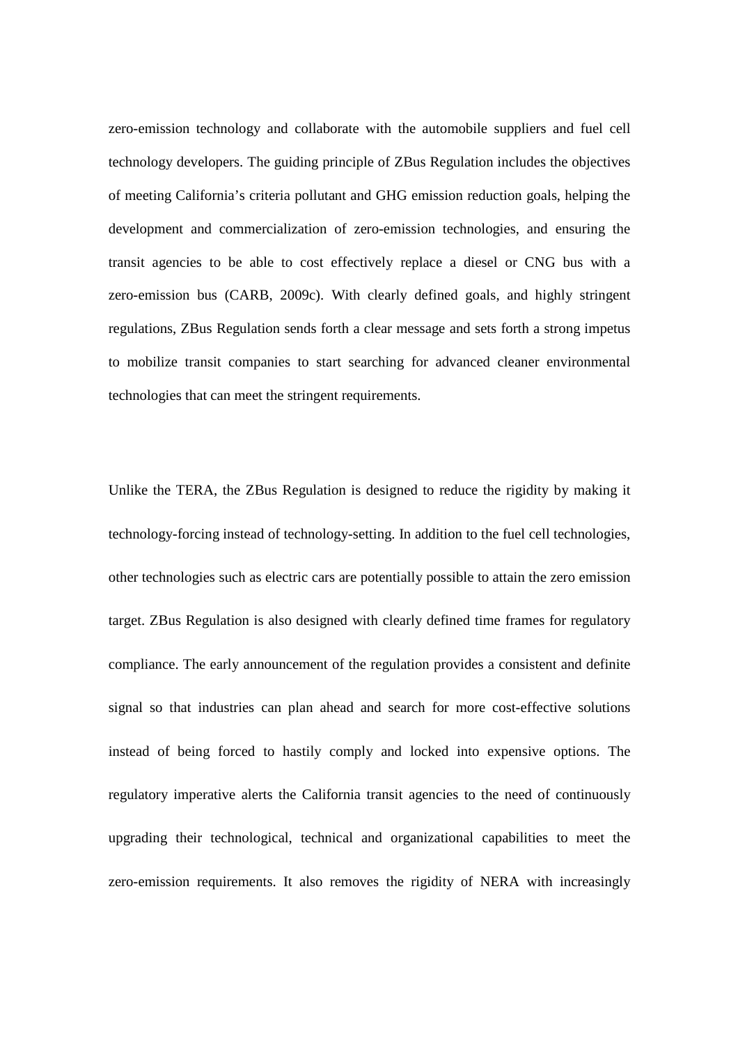zero-emission technology and collaborate with the automobile suppliers and fuel cell technology developers. The guiding principle of ZBus Regulation includes the objectives of meeting California's criteria pollutant and GHG emission reduction goals, helping the development and commercialization of zero-emission technologies, and ensuring the transit agencies to be able to cost effectively replace a diesel or CNG bus with a zero-emission bus (CARB, 2009c). With clearly defined goals, and highly stringent regulations, ZBus Regulation sends forth a clear message and sets forth a strong impetus to mobilize transit companies to start searching for advanced cleaner environmental technologies that can meet the stringent requirements.

Unlike the TERA, the ZBus Regulation is designed to reduce the rigidity by making it technology-forcing instead of technology-setting. In addition to the fuel cell technologies, other technologies such as electric cars are potentially possible to attain the zero emission target. ZBus Regulation is also designed with clearly defined time frames for regulatory compliance. The early announcement of the regulation provides a consistent and definite signal so that industries can plan ahead and search for more cost-effective solutions instead of being forced to hastily comply and locked into expensive options. The regulatory imperative alerts the California transit agencies to the need of continuously upgrading their technological, technical and organizational capabilities to meet the zero-emission requirements. It also removes the rigidity of NERA with increasingly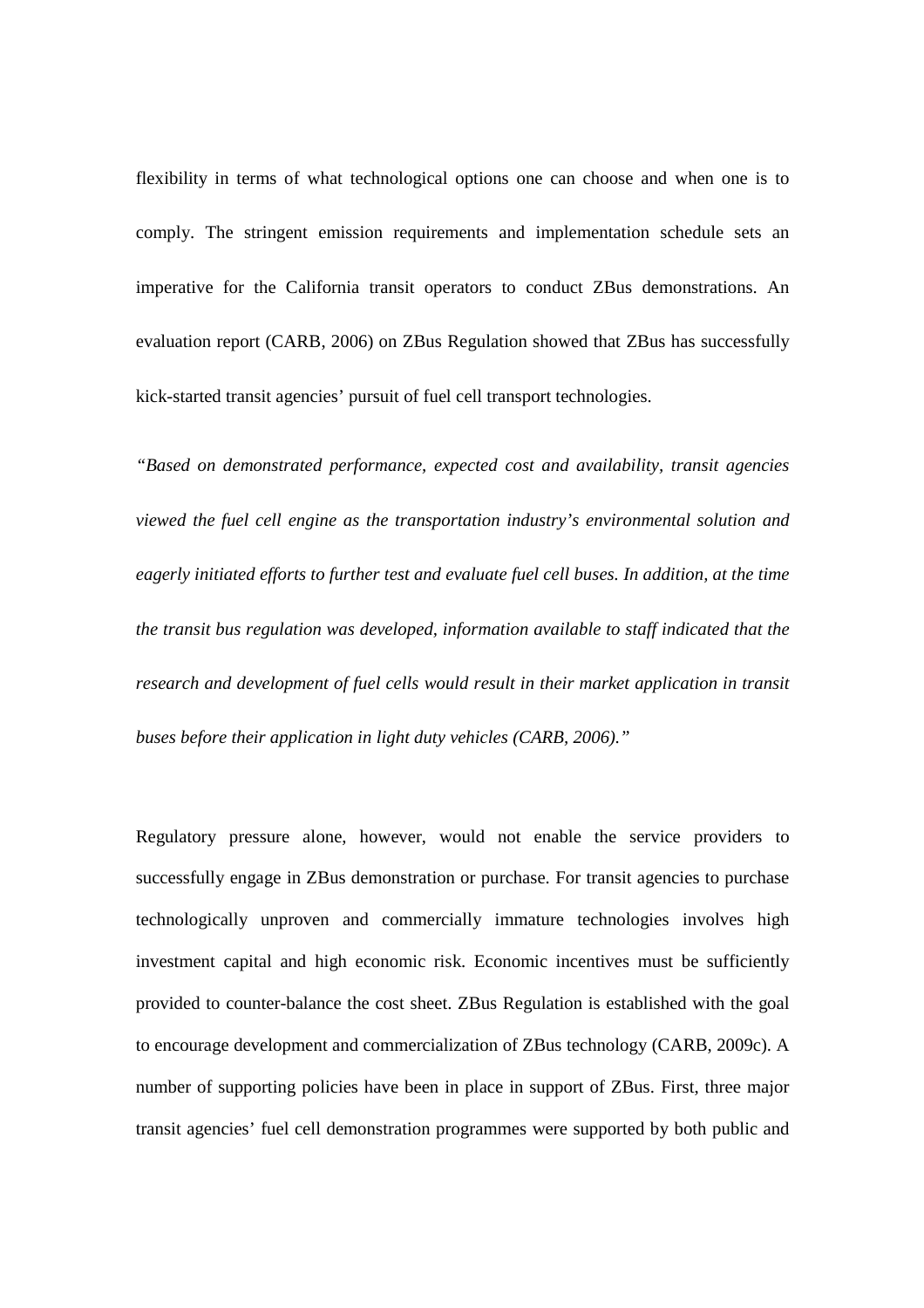flexibility in terms of what technological options one can choose and when one is to comply. The stringent emission requirements and implementation schedule sets an imperative for the California transit operators to conduct ZBus demonstrations. An evaluation report (CARB, 2006) on ZBus Regulation showed that ZBus has successfully kick-started transit agencies' pursuit of fuel cell transport technologies.

*"Based on demonstrated performance, expected cost and availability, transit agencies viewed the fuel cell engine as the transportation industry's environmental solution and eagerly initiated efforts to further test and evaluate fuel cell buses. In addition, at the time the transit bus regulation was developed, information available to staff indicated that the research and development of fuel cells would result in their market application in transit buses before their application in light duty vehicles (CARB, 2006)."*

Regulatory pressure alone, however, would not enable the service providers to successfully engage in ZBus demonstration or purchase. For transit agencies to purchase technologically unproven and commercially immature technologies involves high investment capital and high economic risk. Economic incentives must be sufficiently provided to counter-balance the cost sheet. ZBus Regulation is established with the goal to encourage development and commercialization of ZBus technology (CARB, 2009c). A number of supporting policies have been in place in support of ZBus. First, three major transit agencies' fuel cell demonstration programmes were supported by both public and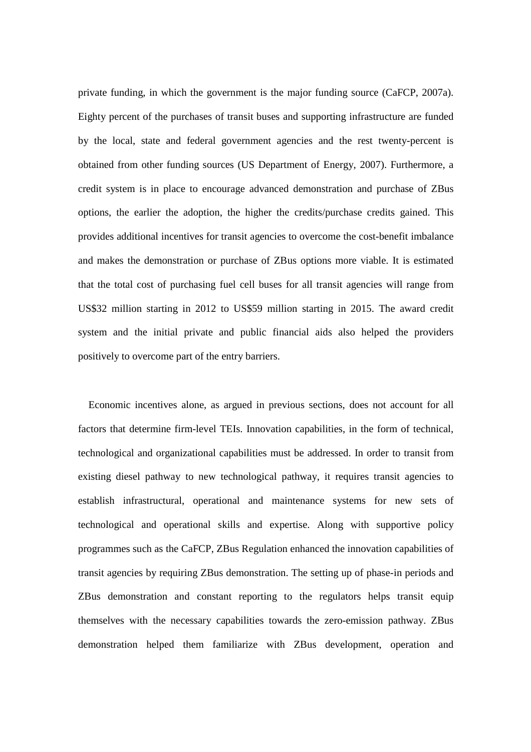private funding, in which the government is the major funding source (CaFCP, 2007a). Eighty percent of the purchases of transit buses and supporting infrastructure are funded by the local, state and federal government agencies and the rest twenty-percent is obtained from other funding sources (US Department of Energy, 2007). Furthermore, a credit system is in place to encourage advanced demonstration and purchase of ZBus options, the earlier the adoption, the higher the credits/purchase credits gained. This provides additional incentives for transit agencies to overcome the cost-benefit imbalance and makes the demonstration or purchase of ZBus options more viable. It is estimated that the total cost of purchasing fuel cell buses for all transit agencies will range from US$32 million starting in 2012 to US$59 million starting in 2015. The award credit system and the initial private and public financial aids also helped the providers positively to overcome part of the entry barriers.

Economic incentives alone, as argued in previous sections, does not account for all factors that determine firm-level TEIs. Innovation capabilities, in the form of technical, technological and organizational capabilities must be addressed. In order to transit from existing diesel pathway to new technological pathway, it requires transit agencies to establish infrastructural, operational and maintenance systems for new sets of technological and operational skills and expertise. Along with supportive policy programmes such as the CaFCP, ZBus Regulation enhanced the innovation capabilities of transit agencies by requiring ZBus demonstration. The setting up of phase-in periods and ZBus demonstration and constant reporting to the regulators helps transit equip themselves with the necessary capabilities towards the zero-emission pathway. ZBus demonstration helped them familiarize with ZBus development, operation and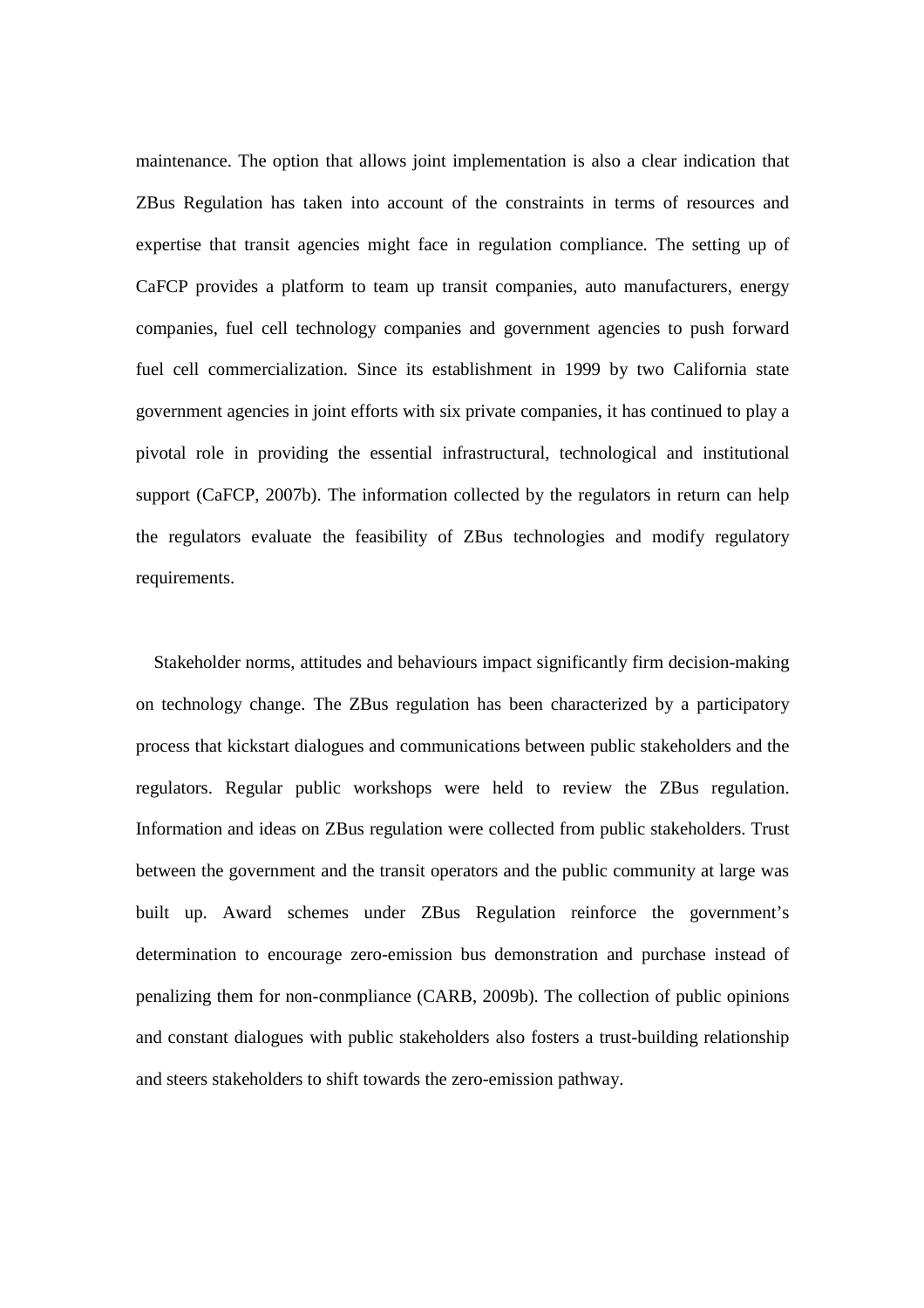maintenance. The option that allows joint implementation is also a clear indication that ZBus Regulation has taken into account of the constraints in terms of resources and expertise that transit agencies might face in regulation compliance. The setting up of CaFCP provides a platform to team up transit companies, auto manufacturers, energy companies, fuel cell technology companies and government agencies to push forward fuel cell commercialization. Since its establishment in 1999 by two California state government agencies in joint efforts with six private companies, it has continued to play a pivotal role in providing the essential infrastructural, technological and institutional support (CaFCP, 2007b). The information collected by the regulators in return can help the regulators evaluate the feasibility of ZBus technologies and modify regulatory requirements.

Stakeholder norms, attitudes and behaviours impact significantly firm decision-making on technology change. The ZBus regulation has been characterized by a participatory process that kickstart dialogues and communications between public stakeholders and the regulators. Regular public workshops were held to review the ZBus regulation. Information and ideas on ZBus regulation were collected from public stakeholders. Trust between the government and the transit operators and the public community at large was built up. Award schemes under ZBus Regulation reinforce the government's determination to encourage zero-emission bus demonstration and purchase instead of penalizing them for non-conmpliance (CARB, 2009b). The collection of public opinions and constant dialogues with public stakeholders also fosters a trust-building relationship and steers stakeholders to shift towards the zero-emission pathway.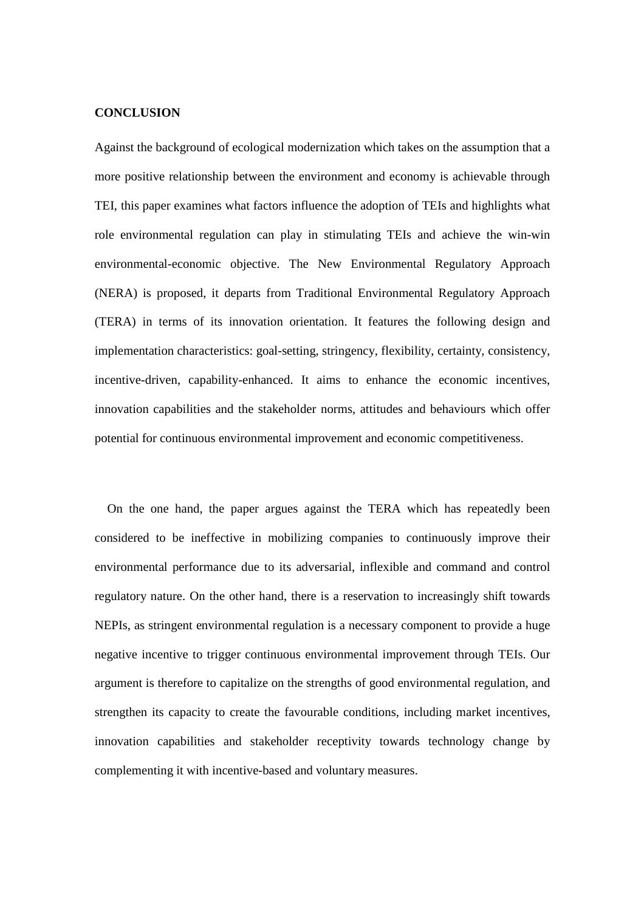## CONCLUSION

Against the background of ecological modernization which takes on the assumption that a more positive relationship between the environment and economy is achievable through TEI, this paper examines what factors influence the adoption of TEIs and highlights what role environmental regulation can play in stimulating TEIs and achieve the win-win environmental-economic objective. The New Environmental Regulatory Approach (NERA) is proposed, it departs from Traditional Environmental Regulatory Approach (TERA) in terms of its innovation orientation. It features the following design and implementation characteristics: goal-setting, stringency, flexibility, certainty, consistency, incentive-driven, capability-enhanced. It aims to enhance the economic incentives, innovation capabilities and the stakeholder norms, attitudes and behaviours which offer potential for continuous environmental improvement and economic competitiveness.

On the one hand, the paper argues against the TERA which has repeatedly been considered to be ineffective in mobilizing companies to continuously improve their environmental performance due to its adversarial, inflexible and command and control regulatory nature. On the other hand, there is a reservation to increasingly shift towards NEPIs, as stringent environmental regulation is a necessary component to provide a huge negative incentive to trigger continuous environmental improvement through TEIs. Our argument is therefore to capitalize on the strengths of good environmental regulation, and strengthen its capacity to create the favourable conditions, including market incentives, innovation capabilities and stakeholder receptivity towards technology change by complementing it with incentive-based and voluntary measures.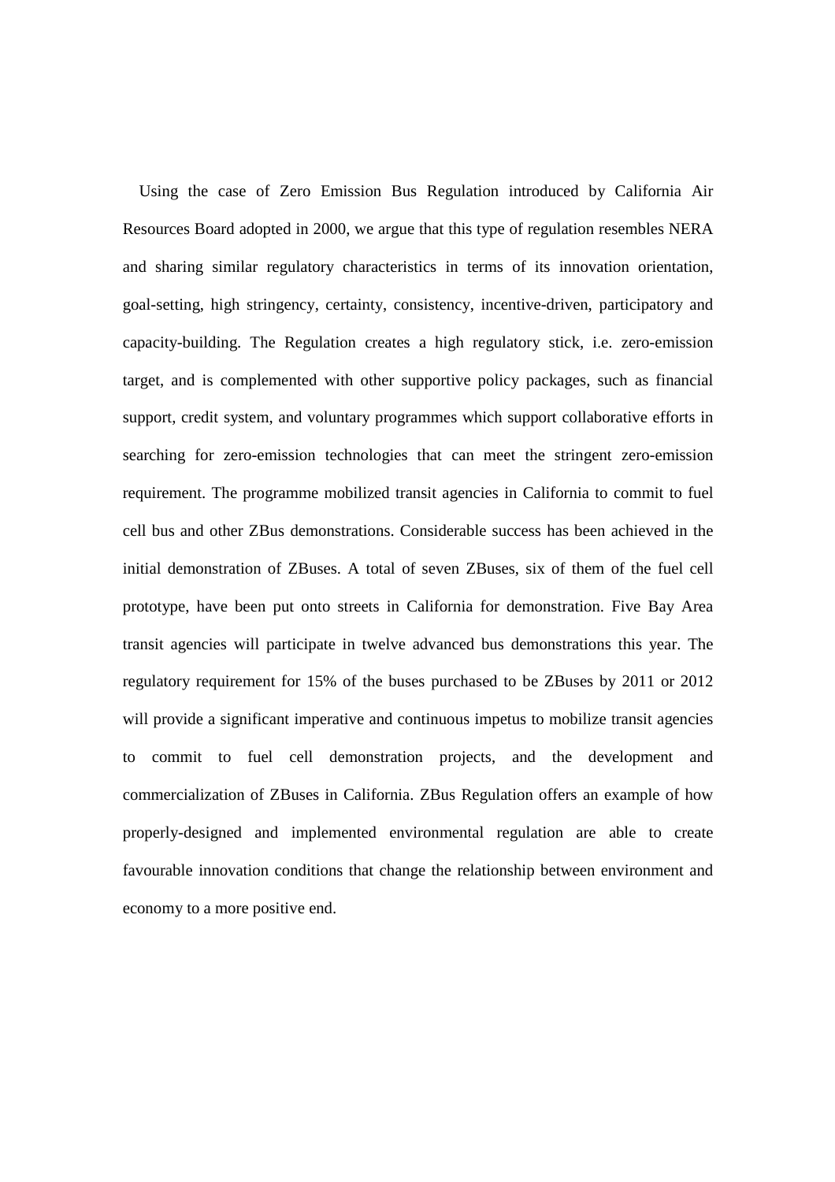Using the case of Zero Emission Bus Regulation introduced by California Air Resources Board adopted in 2000, we argue that this type of regulation resembles NERA and sharing similar regulatory characteristics in terms of its innovation orientation, goal-setting, high stringency, certainty, consistency, incentive-driven, participatory and capacity-building. The Regulation creates a high regulatory stick, i.e. zero-emission target, and is complemented with other supportive policy packages, such as financial support, credit system, and voluntary programmes which support collaborative efforts in searching for zero-emission technologies that can meet the stringent zero-emission requirement. The programme mobilized transit agencies in California to commit to fuel cell bus and other ZBus demonstrations. Considerable success has been achieved in the initial demonstration of ZBuses. A total of seven ZBuses, six of them of the fuel cell prototype, have been put onto streets in California for demonstration. Five Bay Area transit agencies will participate in twelve advanced bus demonstrations this year. The regulatory requirement for 15% of the buses purchased to be ZBuses by 2011 or 2012 will provide a significant imperative and continuous impetus to mobilize transit agencies to commit to fuel cell demonstration projects, and the development and commercialization of ZBuses in California. ZBus Regulation offers an example of how properly-designed and implemented environmental regulation are able to create favourable innovation conditions that change the relationship between environment and economy to a more positive end.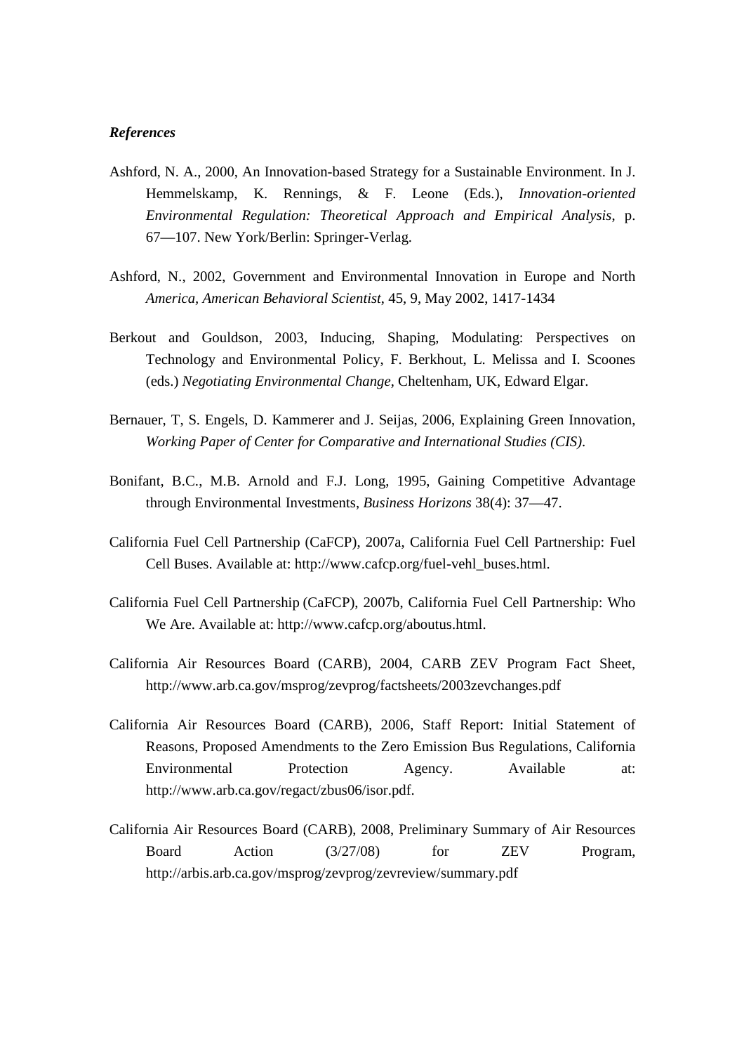***References***

Ashford, N. A., 2000, An Innovation-based Strategy for a Sustainable Environment. In J. Hemmelskamp, K. Rennings, & F. Leone (Eds.), *Innovation-oriented Environmental Regulation: Theoretical Approach and Empirical Analysis*, p. 67—107. New York/Berlin: Springer-Verlag.

Ashford, N., 2002, Government and Environmental Innovation in Europe and North *America, American Behavioral Scientist*, 45, 9, May 2002, 1417-1434

Berkout and Gouldson, 2003, Inducing, Shaping, Modulating: Perspectives on Technology and Environmental Policy, F. Berkhout, L. Melissa and I. Scoones (eds.) *Negotiating Environmental Change*, Cheltenham, UK, Edward Elgar.

Bernauer, T, S. Engels, D. Kammerer and J. Seijas, 2006, Explaining Green Innovation, *Working Paper of Center for Comparative and International Studies (CIS)*.

Bonifant, B.C., M.B. Arnold and F.J. Long, 1995, Gaining Competitive Advantage through Environmental Investments, *Business Horizons* 38(4): 37—47.

California Fuel Cell Partnership (CaFCP), 2007a, California Fuel Cell Partnership: Fuel Cell Buses. Available at: http://www.cafcp.org/fuel-vehl_buses.html.

California Fuel Cell Partnership (CaFCP), 2007b, California Fuel Cell Partnership: Who We Are. Available at: http://www.cafcp.org/aboutus.html.

California Air Resources Board (CARB), 2004, CARB ZEV Program Fact Sheet, http://www.arb.ca.gov/msprog/zevprog/factsheets/2003zevchanges.pdf

California Air Resources Board (CARB), 2006, Staff Report: Initial Statement of Reasons, Proposed Amendments to the Zero Emission Bus Regulations, California Environmental Protection Agency. Available at: http://www.arb.ca.gov/regact/zbus06/isor.pdf.

California Air Resources Board (CARB), 2008, Preliminary Summary of Air Resources Board Action (3/27/08) for ZEV Program, http://arbis.arb.ca.gov/msprog/zevprog/zevreview/summary.pdf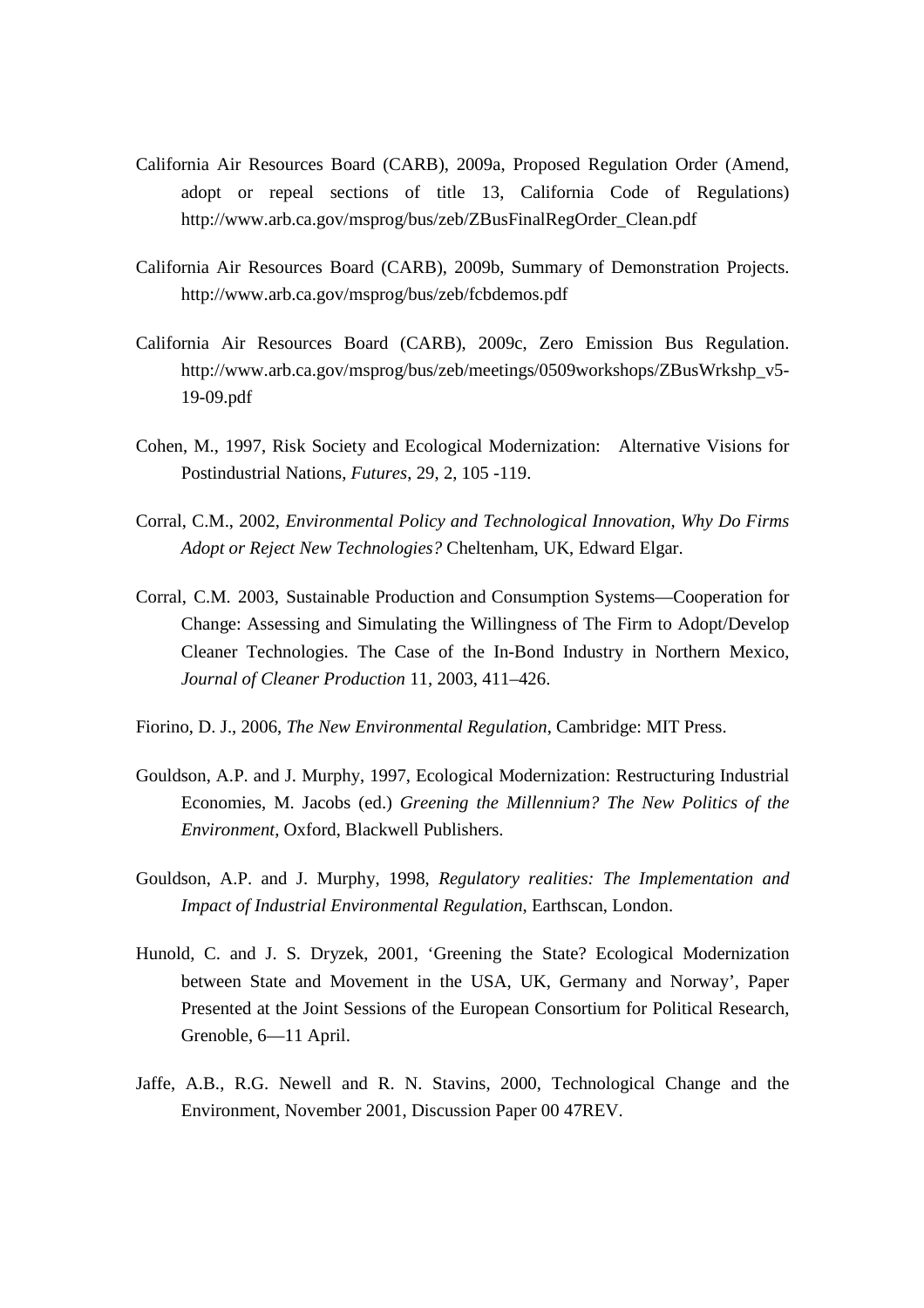California Air Resources Board (CARB), 2009a, Proposed Regulation Order (Amend, adopt or repeal sections of title 13, California Code of Regulations) http://www.arb.ca.gov/msprog/bus/zeb/ZBusFinalRegOrder_Clean.pdf

California Air Resources Board (CARB), 2009b, Summary of Demonstration Projects. http://www.arb.ca.gov/msprog/bus/zeb/fcbdemos.pdf

California Air Resources Board (CARB), 2009c, Zero Emission Bus Regulation. http://www.arb.ca.gov/msprog/bus/zeb/meetings/0509workshops/ZBusWrkshp_v5-19-09.pdf

Cohen, M., 1997, Risk Society and Ecological Modernization: Alternative Visions for Postindustrial Nations, *Futures*, 29, 2, 105 -119.

Corral, C.M., 2002, *Environmental Policy and Technological Innovation, Why Do Firms Adopt or Reject New Technologies?* Cheltenham, UK, Edward Elgar.

Corral, C.M. 2003, Sustainable Production and Consumption Systems—Cooperation for Change: Assessing and Simulating the Willingness of The Firm to Adopt/Develop Cleaner Technologies. The Case of the In-Bond Industry in Northern Mexico, *Journal of Cleaner Production* 11, 2003, 411–426.

Fiorino, D. J., 2006, *The New Environmental Regulation*, Cambridge: MIT Press.

Gouldson, A.P. and J. Murphy, 1997, Ecological Modernization: Restructuring Industrial Economies, M. Jacobs (ed.) *Greening the Millennium? The New Politics of the Environment*, Oxford, Blackwell Publishers.

Gouldson, A.P. and J. Murphy, 1998, *Regulatory realities: The Implementation and Impact of Industrial Environmental Regulation*, Earthscan, London.

Hunold, C. and J. S. Dryzek, 2001, 'Greening the State? Ecological Modernization between State and Movement in the USA, UK, Germany and Norway', Paper Presented at the Joint Sessions of the European Consortium for Political Research, Grenoble, 6—11 April.

Jaffe, A.B., R.G. Newell and R. N. Stavins, 2000, Technological Change and the Environment, November 2001, Discussion Paper 00 47REV.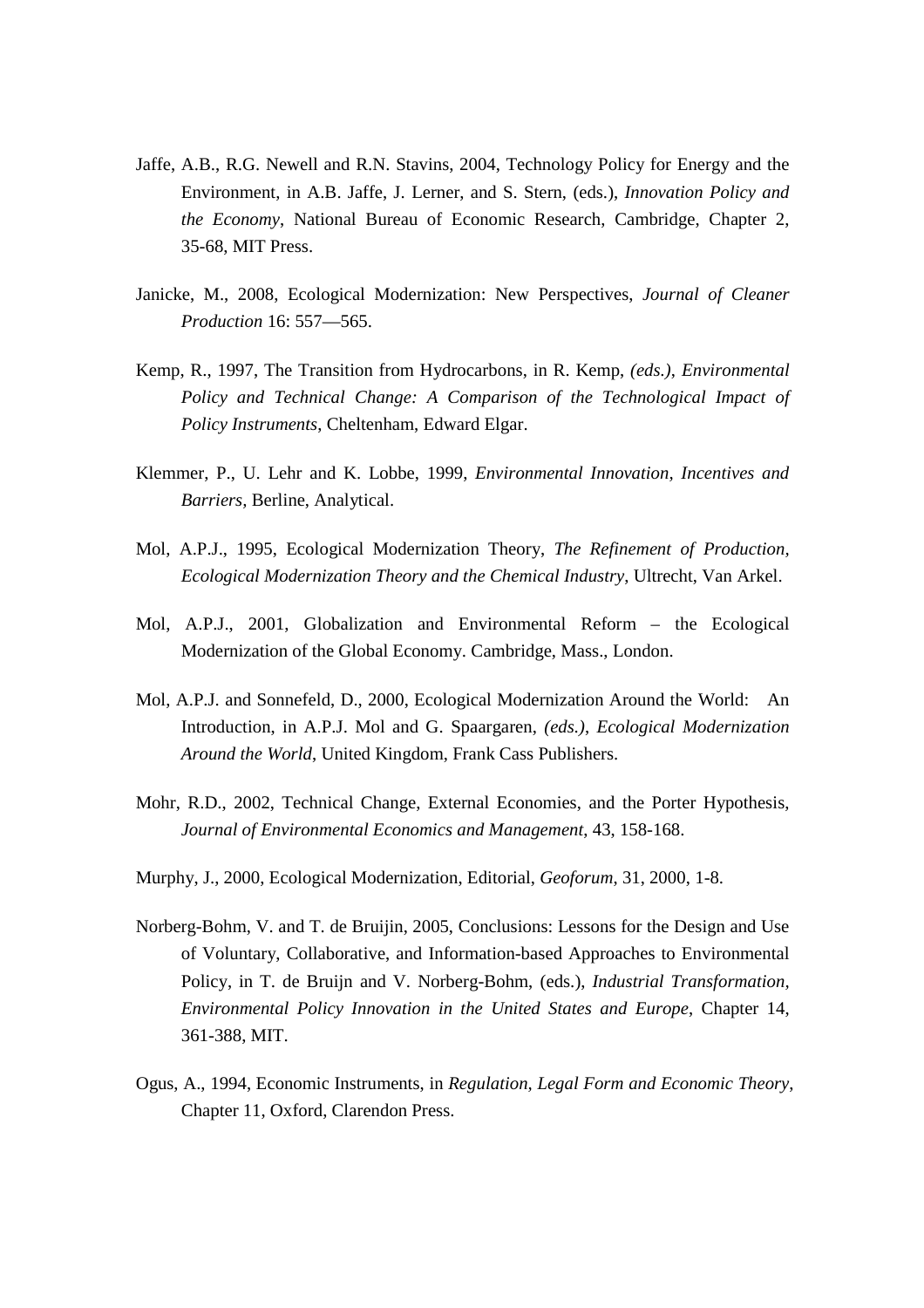Jaffe, A.B., R.G. Newell and R.N. Stavins, 2004, Technology Policy for Energy and the Environment, in A.B. Jaffe, J. Lerner, and S. Stern, (eds.), *Innovation Policy and the Economy*, National Bureau of Economic Research, Cambridge, Chapter 2, 35-68, MIT Press.

Janicke, M., 2008, Ecological Modernization: New Perspectives, *Journal of Cleaner Production* 16: 557—565.

Kemp, R., 1997, The Transition from Hydrocarbons, in R. Kemp, *(eds.)*, *Environmental Policy and Technical Change: A Comparison of the Technological Impact of Policy Instruments*, Cheltenham, Edward Elgar.

Klemmer, P., U. Lehr and K. Lobbe, 1999, *Environmental Innovation, Incentives and Barriers*, Berline, Analytical.

Mol, A.P.J., 1995, Ecological Modernization Theory, *The Refinement of Production, Ecological Modernization Theory and the Chemical Industry*, Ultrecht, Van Arkel.

Mol, A.P.J., 2001, Globalization and Environmental Reform – the Ecological Modernization of the Global Economy. Cambridge, Mass., London.

Mol, A.P.J. and Sonnefeld, D., 2000, Ecological Modernization Around the World: An Introduction, in A.P.J. Mol and G. Spaargaren, *(eds.)*, *Ecological Modernization Around the World*, United Kingdom, Frank Cass Publishers.

Mohr, R.D., 2002, Technical Change, External Economies, and the Porter Hypothesis, *Journal of Environmental Economics and Management*, 43, 158-168.

Murphy, J., 2000, Ecological Modernization, Editorial, *Geoforum*, 31, 2000, 1-8.

Norberg-Bohm, V. and T. de Bruijin, 2005, Conclusions: Lessons for the Design and Use of Voluntary, Collaborative, and Information-based Approaches to Environmental Policy, in T. de Bruijn and V. Norberg-Bohm, (eds.), *Industrial Transformation, Environmental Policy Innovation in the United States and Europe*, Chapter 14, 361-388, MIT.

Ogus, A., 1994, Economic Instruments, in *Regulation, Legal Form and Economic Theory*, Chapter 11, Oxford, Clarendon Press.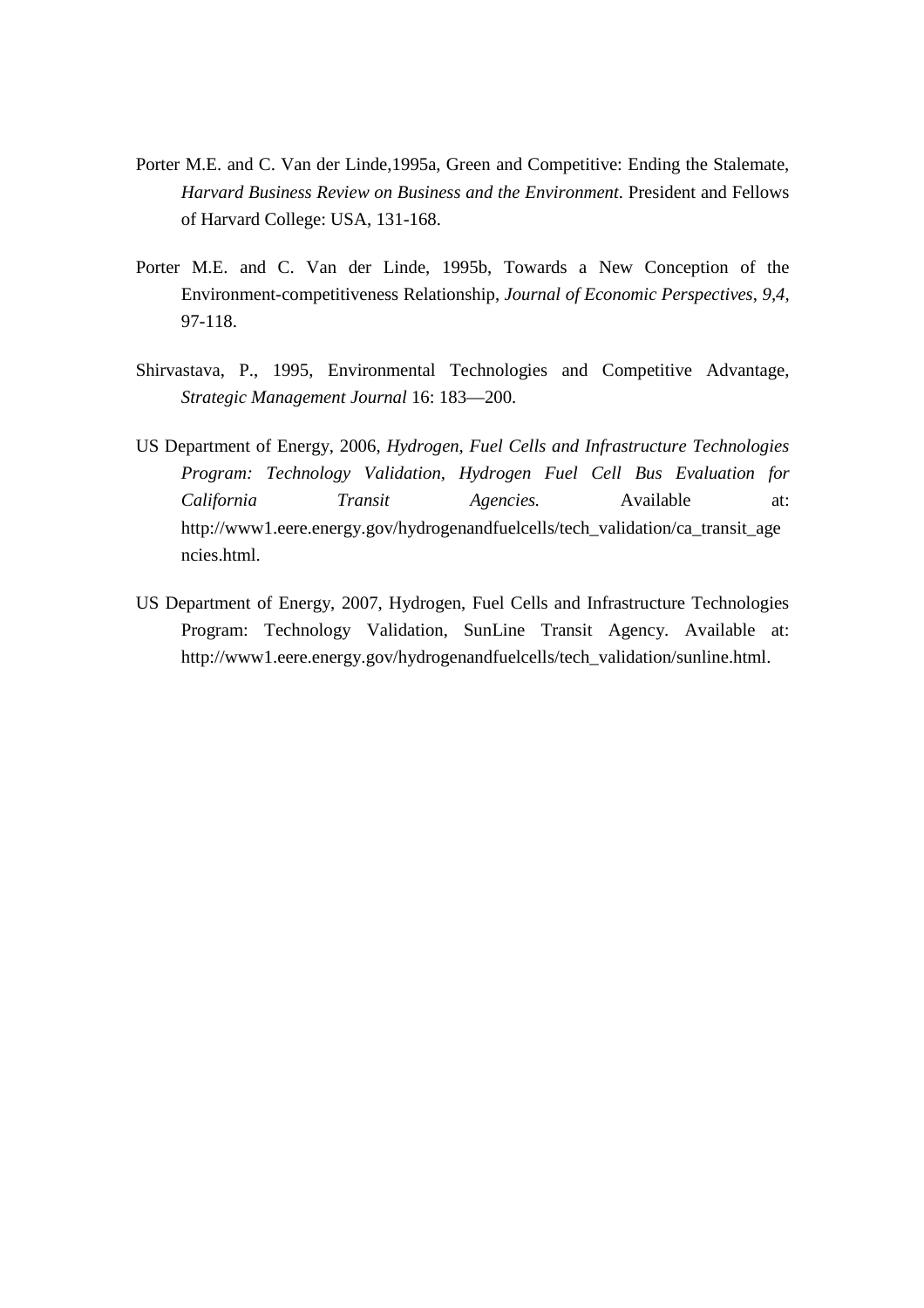Porter M.E. and C. Van der Linde,1995a, Green and Competitive: Ending the Stalemate, *Harvard Business Review on Business and the Environment*. President and Fellows of Harvard College: USA, 131-168.

Porter M.E. and C. Van der Linde, 1995b, Towards a New Conception of the Environment-competitiveness Relationship, *Journal of Economic Perspectives*, *9,4*, 97-118.

Shirvastava, P., 1995, Environmental Technologies and Competitive Advantage, *Strategic Management Journal* 16: 183—200.

US Department of Energy, 2006, *Hydrogen, Fuel Cells and Infrastructure Technologies Program: Technology Validation, Hydrogen Fuel Cell Bus Evaluation for California Transit Agencies.* Available at: http://www1.eere.energy.gov/hydrogenandfuelcells/tech_validation/ca_transit_agencies.html.

US Department of Energy, 2007, Hydrogen, Fuel Cells and Infrastructure Technologies Program: Technology Validation, SunLine Transit Agency. Available at: http://www1.eere.energy.gov/hydrogenandfuelcells/tech_validation/sunline.html.